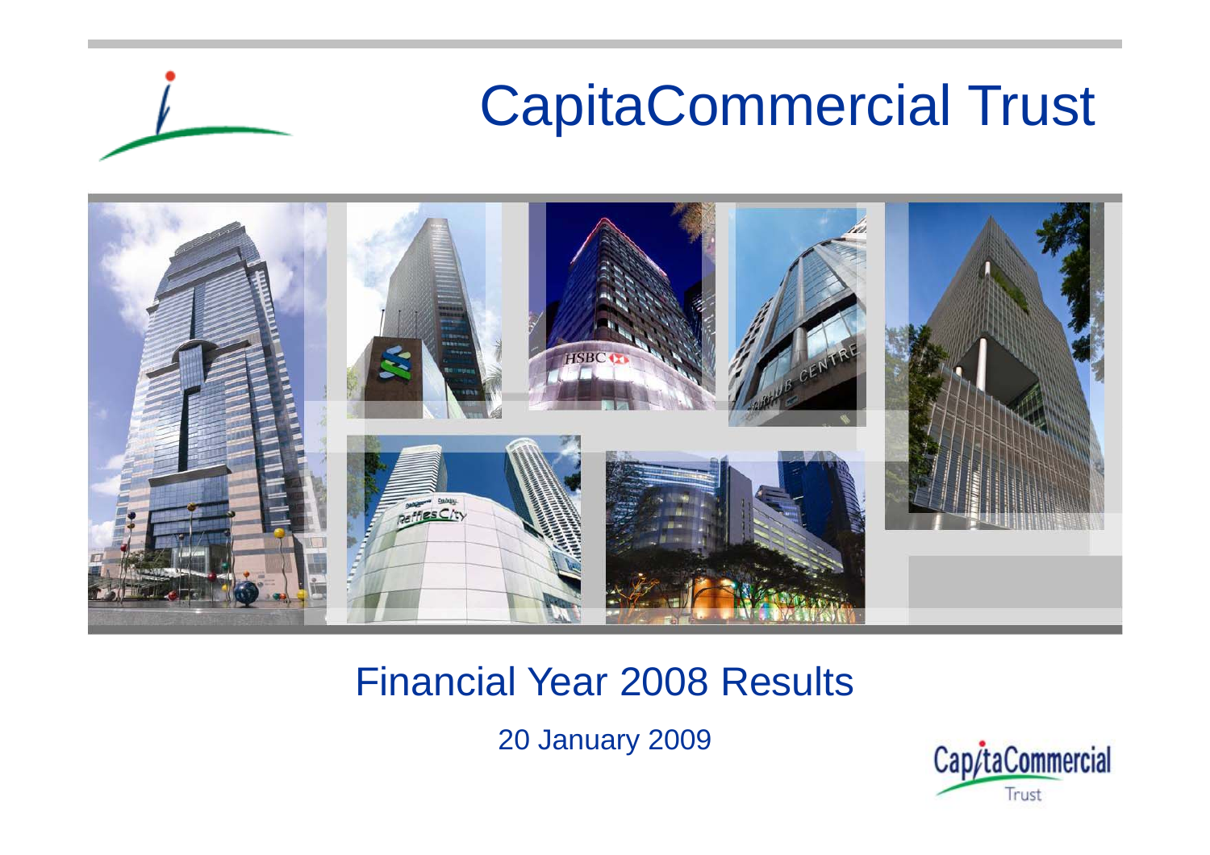# CapitaCommercial Trust

## Financial Year 2008 Results

20 January 2009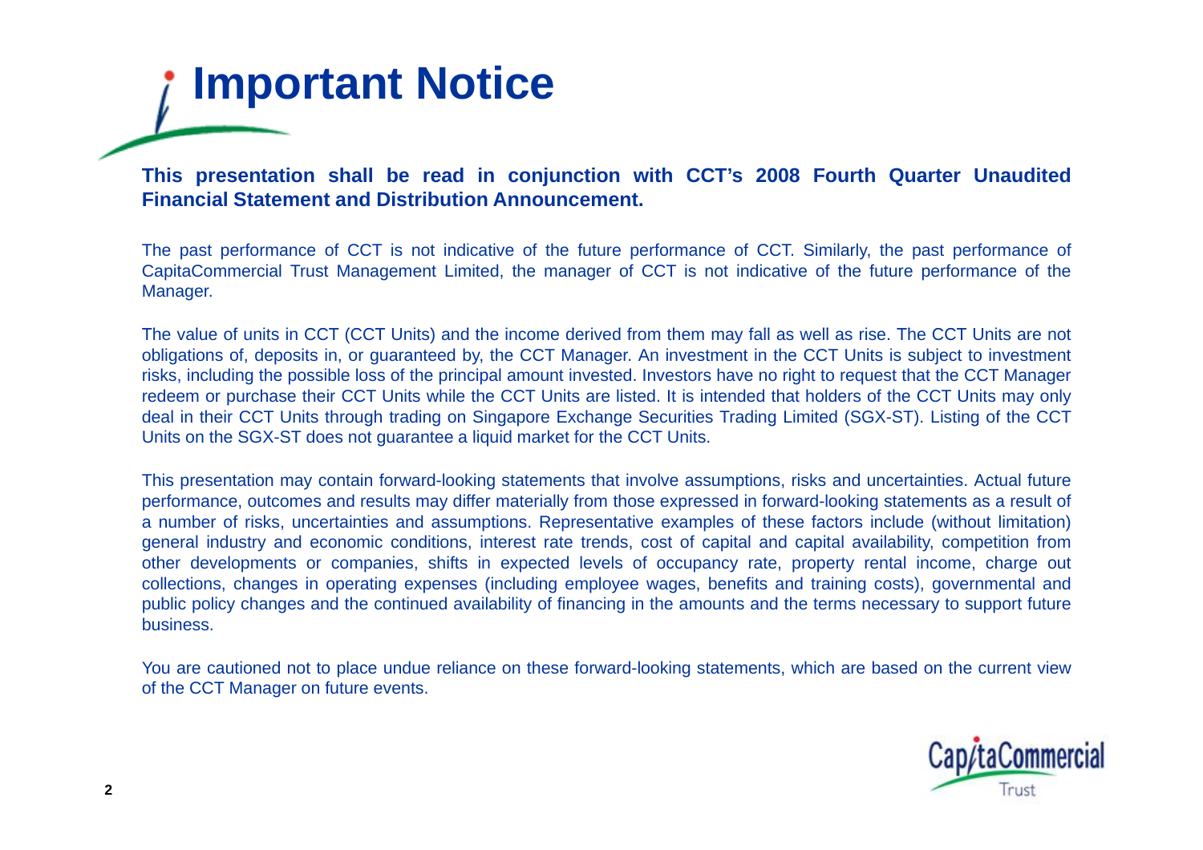# Important Notice

**This presentation shall be read in conjunction with CCT's 2008 Fourth Quarter Unaudited Financial Statement and Distribution Announcement.**

The past performance of CCT is not indicative of the future performance of CCT. Similarly, the past performance of CapitaCommercial Trust Management Limited, the manager of CCT is not indicative of the future performance of the Manager.

The value of units in CCT (CCT Units) and the income derived from them may fall as well as rise. The CCT Units are not obligations of, deposits in, or guaranteed by, the CCT Manager. An investment in the CCT Units is subject to investment risks, including the possible loss of the principal amount invested. Investors have no right to request that the CCT Manager redeem or purchase their CCT Units while the CCT Units are listed. It is intended that holders of the CCT Units may only deal in their CCT Units through trading on Singapore Exchange Securities Trading Limited (SGX-ST). Listing of the CCT Units on the SGX-ST does not guarantee a liquid market for the CCT Units.

This presentation may contain forward-looking statements that involve assumptions, risks and uncertainties. Actual future performance, outcomes and results may differ materially from those expressed in forward-looking statements as a result of a number of risks, uncertainties and assumptions. Representative examples of these factors include (without limitation) general industry and economic conditions, interest rate trends, cost of capital and capital availability, competition from other developments or companies, shifts in expected levels of occupancy rate, property rental income, charge out collections, changes in operating expenses (including employee wages, benefits and training costs), governmental and public policy changes and the continued availability of financing in the amounts and the terms necessary to support future business.

You are cautioned not to place undue reliance on these forward-looking statements, which are based on the current view of the CCT Manager on future events.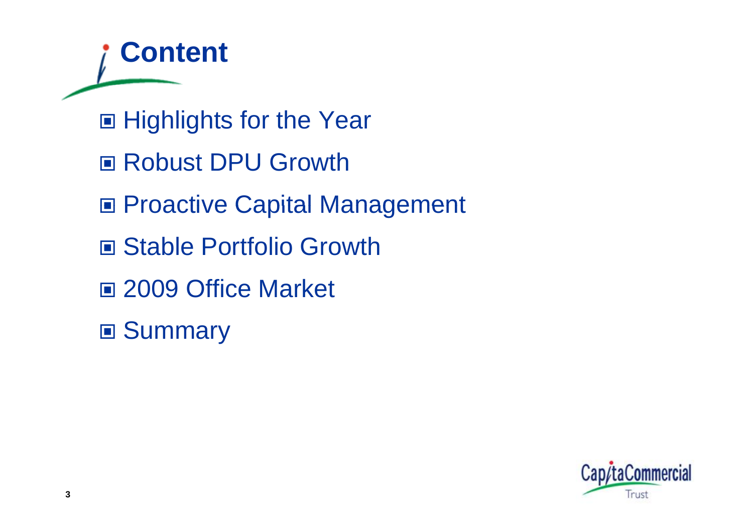# Content

- Highlights for the Year
- Robust DPU Growth
- Proactive Capital Management
- Stable Portfolio Growth
- 2009 Office Market
- Summary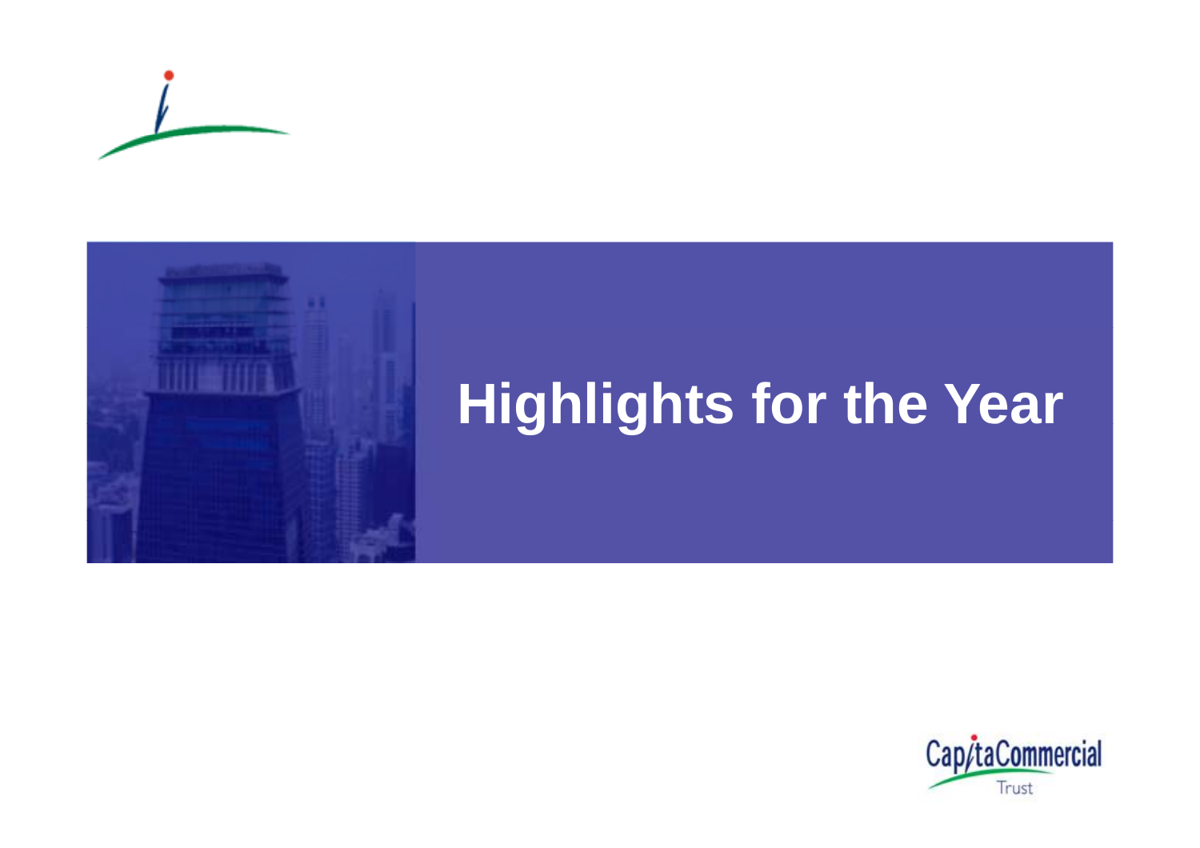# Highlights for the Year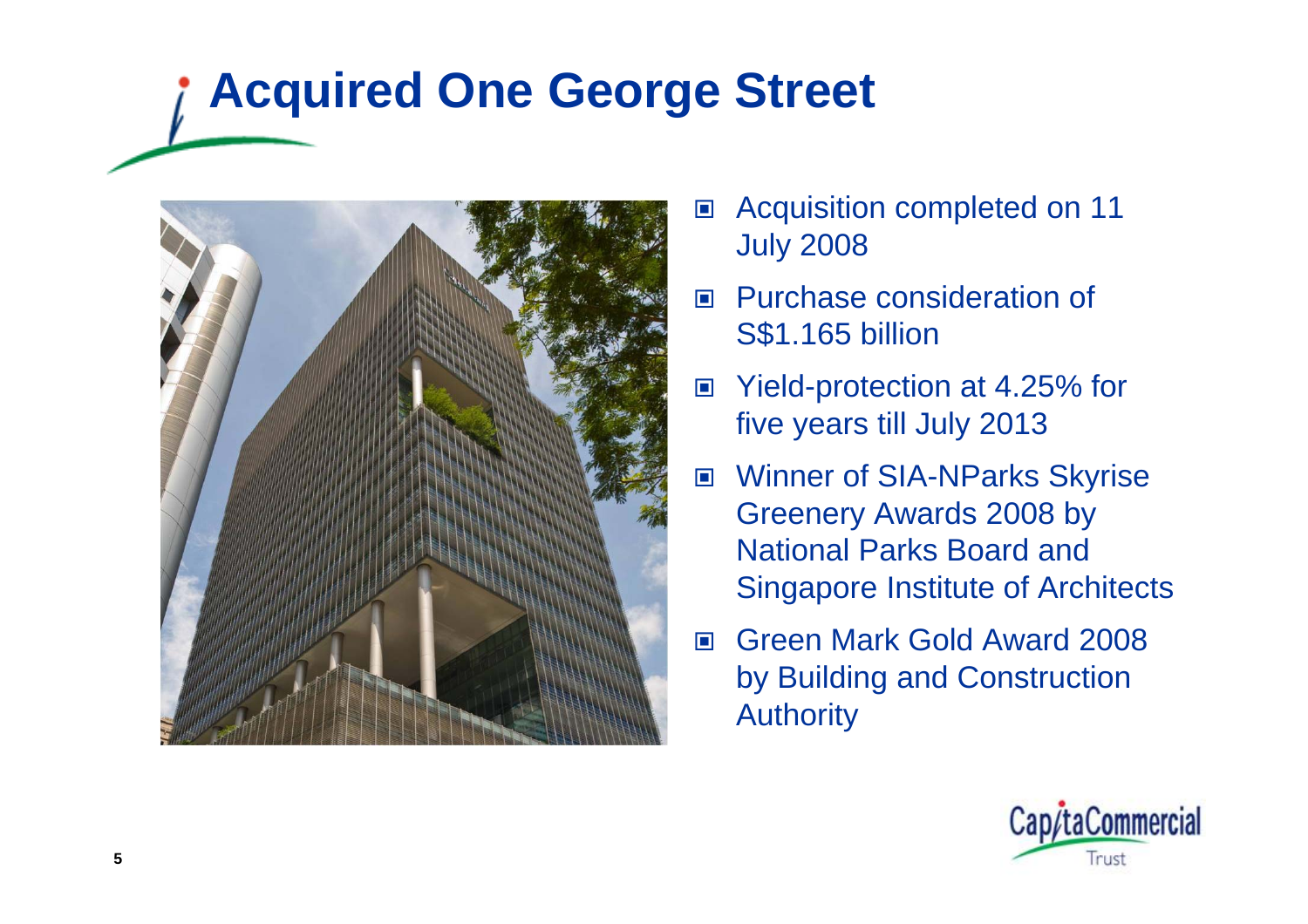# Acquired One George Street

- Acquisition completed on 11 July 2008
- Purchase consideration of S$1.165 billion
- Yield-protection at 4.25% for five years till July 2013
- Winner of SIA-NParks Skyrise Greenery Awards 2008 by National Parks Board and Singapore Institute of Architects
- Green Mark Gold Award 2008 by Building and Construction Authority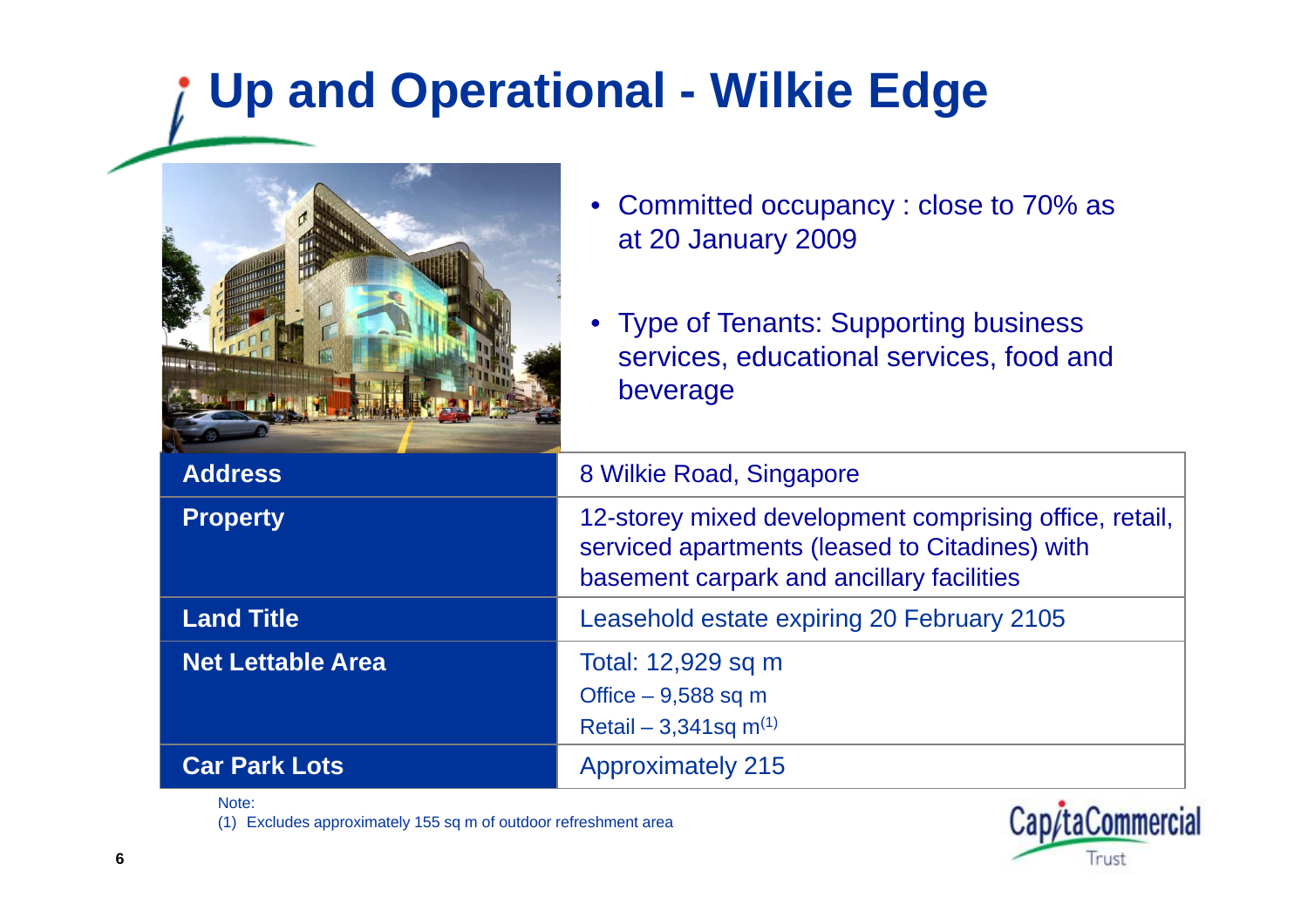# Up and Operational - Wilkie Edge

- Committed occupancy : close to 70% as at 20 January 2009
- Type of Tenants: Supporting business services, educational services, food and beverage

| | |
|---|---|
| **Address** | 8 Wilkie Road, Singapore |
| **Property** | 12-storey mixed development comprising office, retail, serviced apartments (leased to Citadines) with basement carpark and ancillary facilities |
| **Land Title** | Leasehold estate expiring 20 February 2105 |
| **Net Lettable Area** | Total: 12,929 sq m<br>Office – 9,588 sq m<br>Retail – 3,341sq m(1) |
| **Car Park Lots** | Approximately 215 |

Note:

(1) Excludes approximately 155 sq m of outdoor refreshment area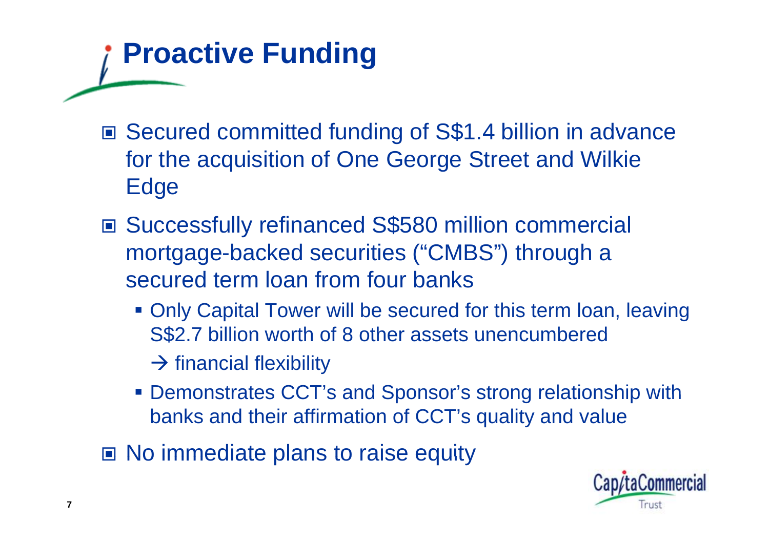# Proactive Funding

- Secured committed funding of S$1.4 billion in advance for the acquisition of One George Street and Wilkie Edge
- Successfully refinanced S$580 million commercial mortgage-backed securities ("CMBS") through a secured term loan from four banks
  - Only Capital Tower will be secured for this term loan, leaving S$2.7 billion worth of 8 other assets unencumbered
    → financial flexibility
  - Demonstrates CCT's and Sponsor's strong relationship with banks and their affirmation of CCT's quality and value
- No immediate plans to raise equity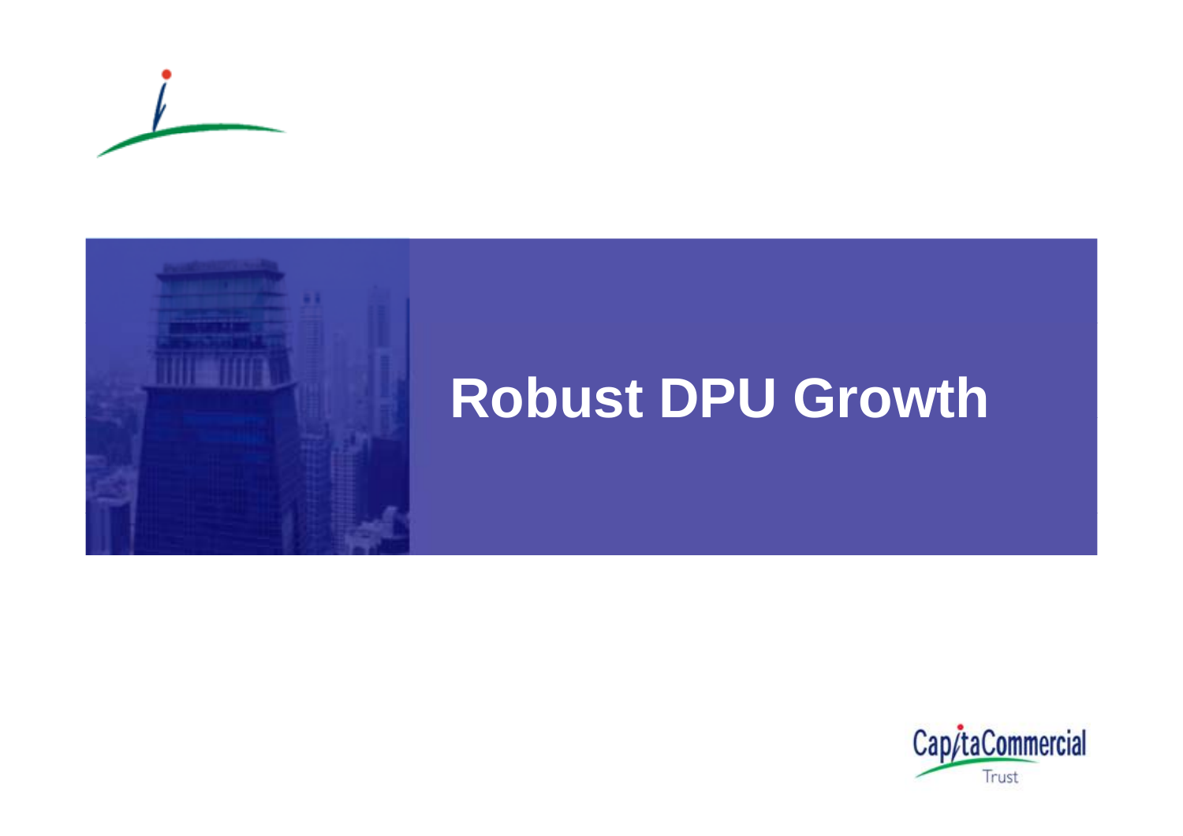# Robust DPU Growth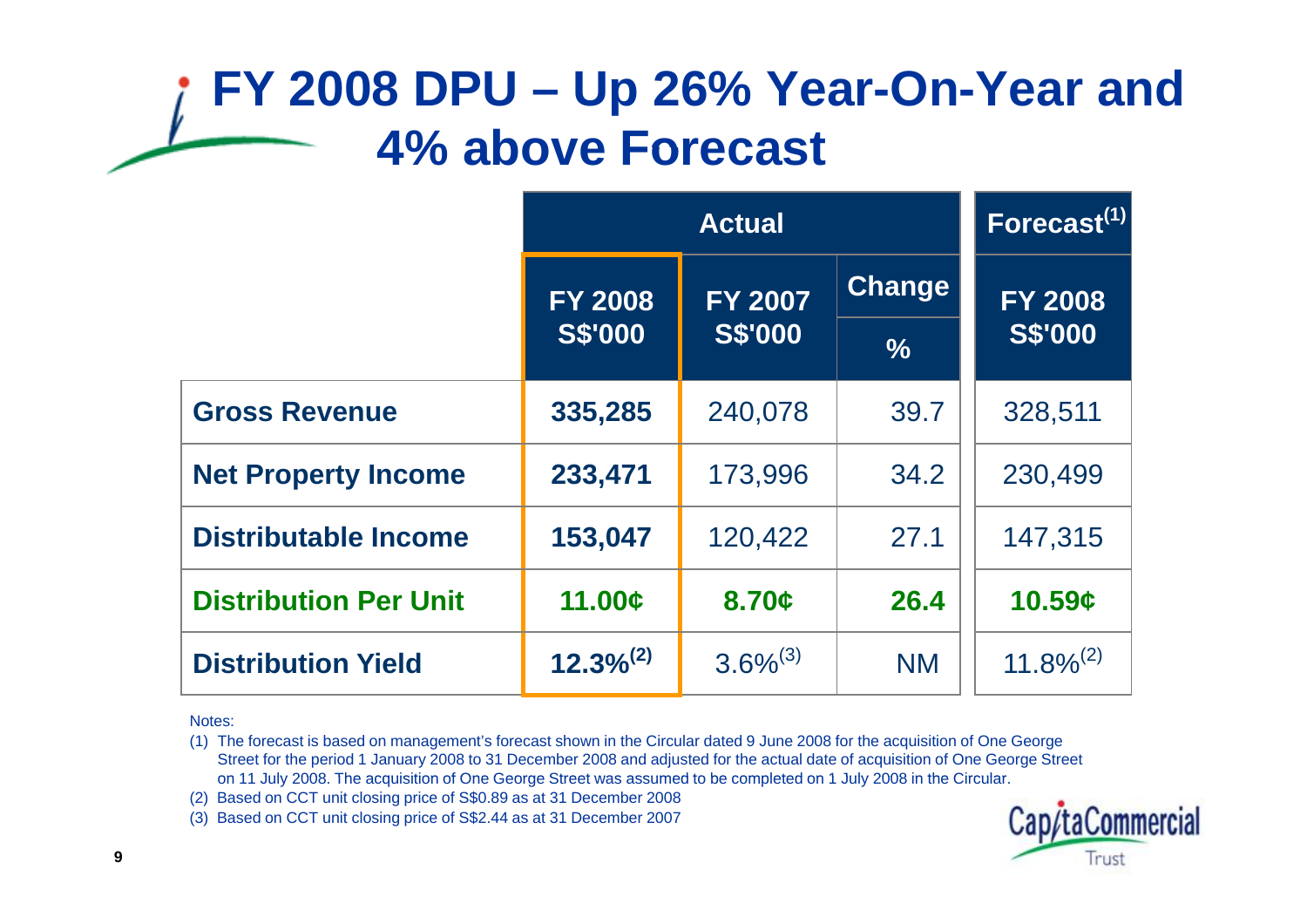# FY 2008 DPU – Up 26% Year-On-Year and 4% above Forecast

| | Actual | | | Forecast[(1)] |
|---|---|---|---|---|
| | FY 2008 S$'000 | FY 2007 S$'000 | Change % | FY 2008 S$'000 |
| **Gross Revenue** | **335,285** | 240,078 | 39.7 | 328,511 |
| **Net Property Income** | **233,471** | 173,996 | 34.2 | 230,499 |
| **Distributable Income** | **153,047** | 120,422 | 27.1 | 147,315 |
| **Distribution Per Unit** | **11.00¢** | **8.70¢** | **26.4** | **10.59¢** |
| **Distribution Yield** | **12.3%[(2)]** | 3.6%[(3)] | NM | 11.8%[(2)] |

Notes:

(1) The forecast is based on management's forecast shown in the Circular dated 9 June 2008 for the acquisition of One George Street for the period 1 January 2008 to 31 December 2008 and adjusted for the actual date of acquisition of One George Street on 11 July 2008. The acquisition of One George Street was assumed to be completed on 1 July 2008 in the Circular.

(2) Based on CCT unit closing price of S$0.89 as at 31 December 2008

(3) Based on CCT unit closing price of S$2.44 as at 31 December 2007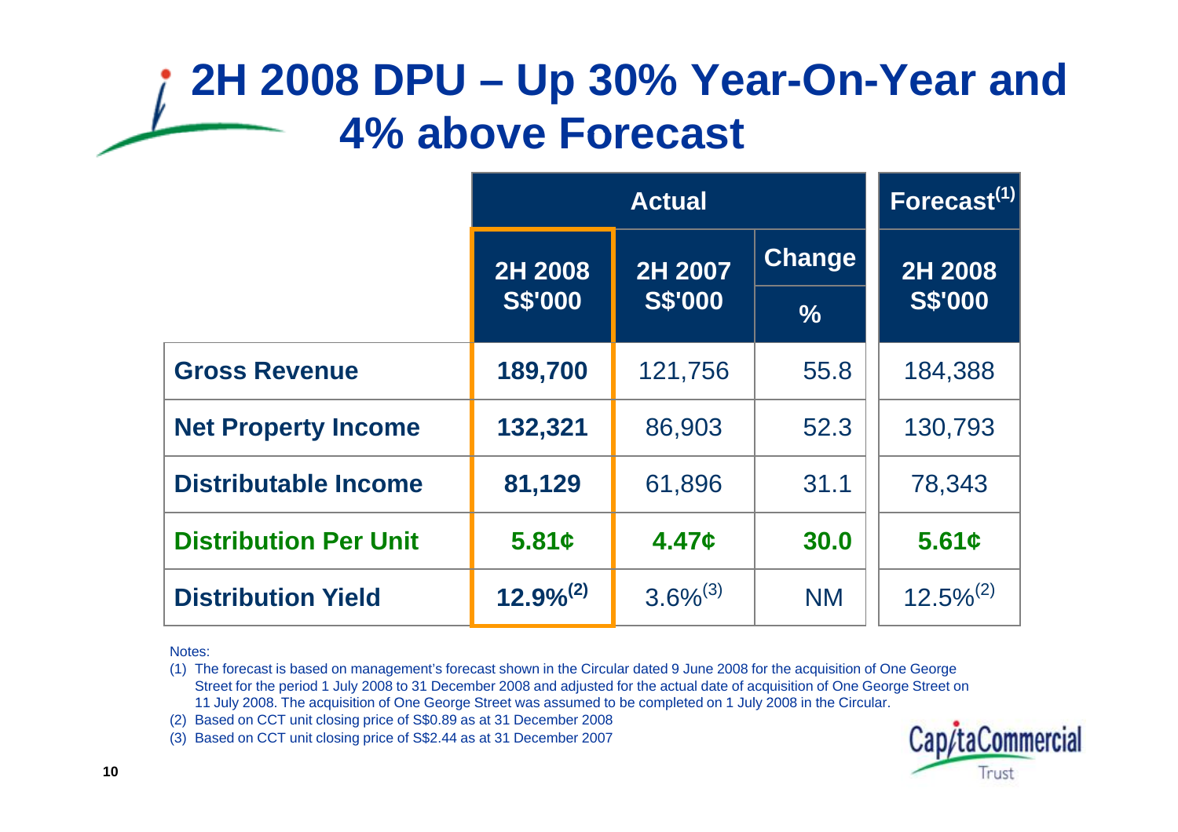# 2H 2008 DPU – Up 30% Year-On-Year and 4% above Forecast

| | Actual | | | Forecast[1] |
|---|---|---|---|---|
| | 2H 2008 S$'000 | 2H 2007 S$'000 | Change % | 2H 2008 S$'000 |
| **Gross Revenue** | **189,700** | 121,756 | 55.8 | 184,388 |
| **Net Property Income** | **132,321** | 86,903 | 52.3 | 130,793 |
| **Distributable Income** | **81,129** | 61,896 | 31.1 | 78,343 |
| **Distribution Per Unit** | **5.81¢** | **4.47¢** | **30.0** | **5.61¢** |
| **Distribution Yield** | **12.9%[2]** | 3.6%[3] | NM | 12.5%[2] |

Notes:

(1) The forecast is based on management's forecast shown in the Circular dated 9 June 2008 for the acquisition of One George Street for the period 1 July 2008 to 31 December 2008 and adjusted for the actual date of acquisition of One George Street on 11 July 2008. The acquisition of One George Street was assumed to be completed on 1 July 2008 in the Circular.

(2) Based on CCT unit closing price of S$0.89 as at 31 December 2008

(3) Based on CCT unit closing price of S$2.44 as at 31 December 2007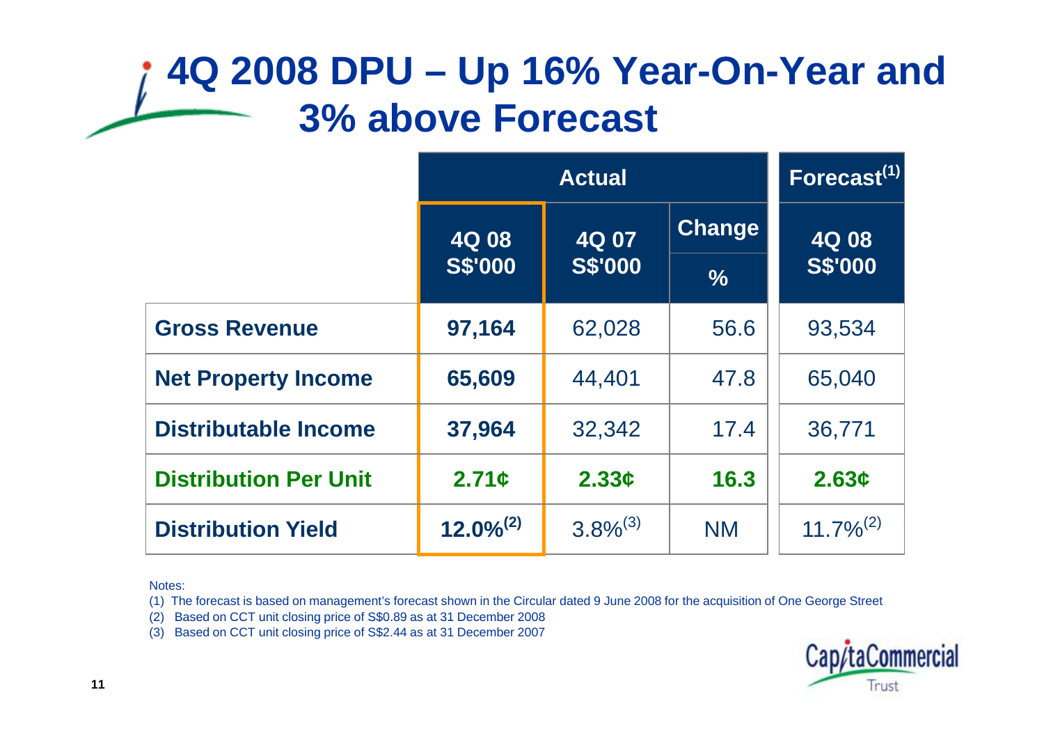# 4Q 2008 DPU – Up 16% Year-On-Year and 3% above Forecast

| | Actual | | | Forecast[1] |
|---|---|---|---|---|
| | 4Q 08 S$'000 | 4Q 07 S$'000 | Change % | 4Q 08 S$'000 |
| **Gross Revenue** | **97,164** | 62,028 | 56.6 | 93,534 |
| **Net Property Income** | **65,609** | 44,401 | 47.8 | 65,040 |
| **Distributable Income** | **37,964** | 32,342 | 17.4 | 36,771 |
| **Distribution Per Unit** | **2.71¢** | **2.33¢** | **16.3** | **2.63¢** |
| **Distribution Yield** | **12.0%[2]** | 3.8%[3] | NM | 11.7%[2] |

Notes:

(1) The forecast is based on management's forecast shown in the Circular dated 9 June 2008 for the acquisition of One George Street

(2) Based on CCT unit closing price of S$0.89 as at 31 December 2008

(3) Based on CCT unit closing price of S$2.44 as at 31 December 2007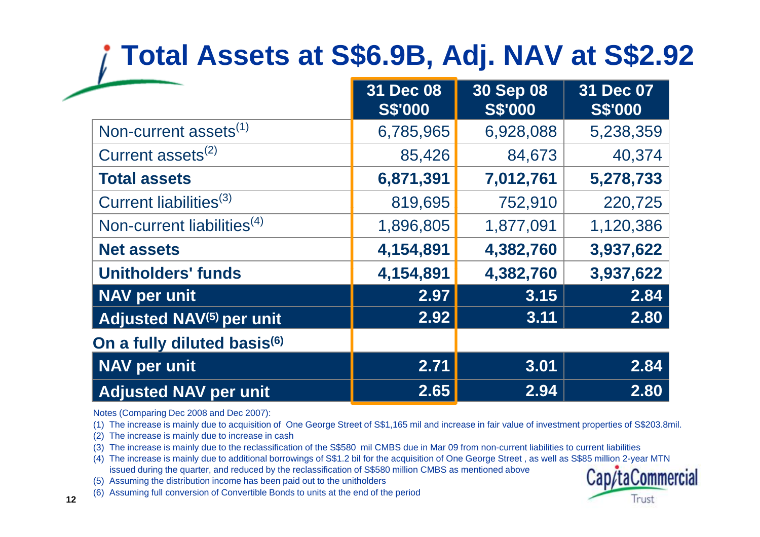# Total Assets at S$6.9B, Adj. NAV at S$2.92

| | 31 Dec 08 S$'000 | 30 Sep 08 S$'000 | 31 Dec 07 S$'000 |
|---|---|---|---|
| Non-current assets[1] | 6,785,965 | 6,928,088 | 5,238,359 |
| Current assets[2] | 85,426 | 84,673 | 40,374 |
| **Total assets** | **6,871,391** | **7,012,761** | **5,278,733** |
| Current liabilities[3] | 819,695 | 752,910 | 220,725 |
| Non-current liabilities[4] | 1,896,805 | 1,877,091 | 1,120,386 |
| **Net assets** | **4,154,891** | **4,382,760** | **3,937,622** |
| **Unitholders' funds** | **4,154,891** | **4,382,760** | **3,937,622** |
| **NAV per unit** | **2.97** | **3.15** | **2.84** |
| **Adjusted NAV[5] per unit** | **2.92** | **3.11** | **2.80** |
| **On a fully diluted basis[6]** | | | |
| **NAV per unit** | **2.71** | **3.01** | **2.84** |
| **Adjusted NAV per unit** | **2.65** | **2.94** | **2.80** |

Notes (Comparing Dec 2008 and Dec 2007):

(1) The increase is mainly due to acquisition of One George Street of S$1,165 mil and increase in fair value of investment properties of S$203.8mil.

(2) The increase is mainly due to increase in cash

(3) The increase is mainly due to the reclassification of the S$580 mil CMBS due in Mar 09 from non-current liabilities to current liabilities

(4) The increase is mainly due to additional borrowings of S$1.2 bil for the acquisition of One George Street , as well as S$85 million 2-year MTN issued during the quarter, and reduced by the reclassification of S$580 million CMBS as mentioned above

(5) Assuming the distribution income has been paid out to the unitholders

(6) Assuming full conversion of Convertible Bonds to units at the end of the period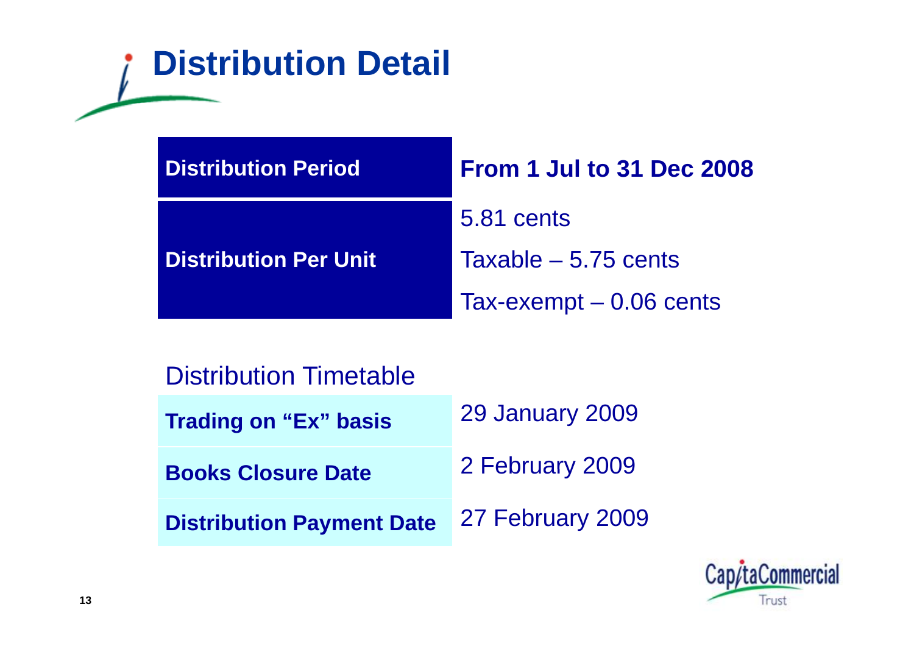# Distribution Detail

| Distribution Period | From 1 Jul to 31 Dec 2008 |
|---|---|
| Distribution Per Unit | 5.81 cents<br>Taxable – 5.75 cents<br>Tax-exempt – 0.06 cents |

## Distribution Timetable

| | |
|---|---|
| **Trading on "Ex" basis** | 29 January 2009 |
| **Books Closure Date** | 2 February 2009 |
| **Distribution Payment Date** | 27 February 2009 |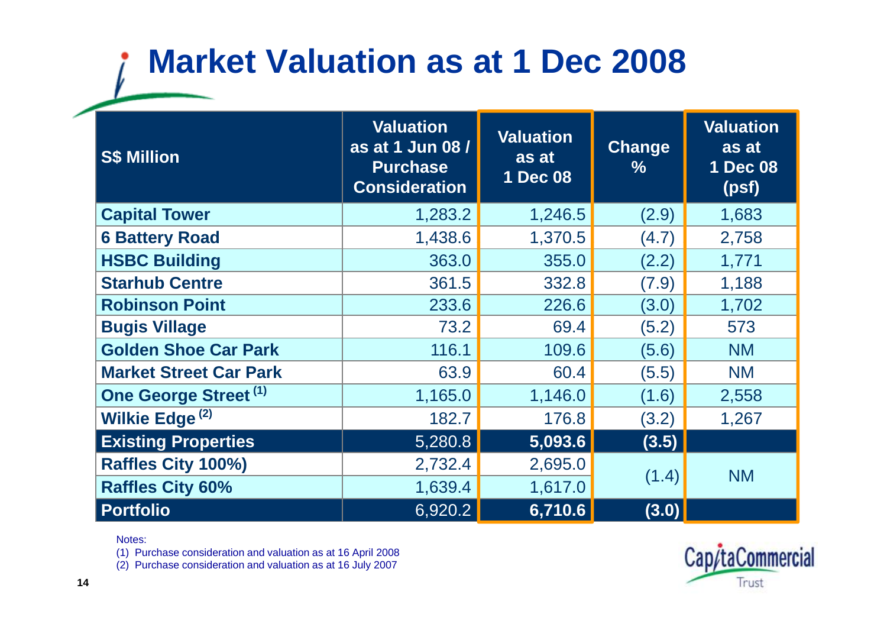# Market Valuation as at 1 Dec 2008

| S$ Million | Valuation as at 1 Jun 08 / Purchase Consideration | Valuation as at 1 Dec 08 | Change % | Valuation as at 1 Dec 08 (psf) |
|---|---|---|---|---|
| **Capital Tower** | 1,283.2 | 1,246.5 | (2.9) | 1,683 |
| **6 Battery Road** | 1,438.6 | 1,370.5 | (4.7) | 2,758 |
| **HSBC Building** | 363.0 | 355.0 | (2.2) | 1,771 |
| **Starhub Centre** | 361.5 | 332.8 | (7.9) | 1,188 |
| **Robinson Point** | 233.6 | 226.6 | (3.0) | 1,702 |
| **Bugis Village** | 73.2 | 69.4 | (5.2) | 573 |
| **Golden Shoe Car Park** | 116.1 | 109.6 | (5.6) | NM |
| **Market Street Car Park** | 63.9 | 60.4 | (5.5) | NM |
| **One George Street** (1) | 1,165.0 | 1,146.0 | (1.6) | 2,558 |
| **Wilkie Edge** (2) | 182.7 | 176.8 | (3.2) | 1,267 |
| **Existing Properties** | 5,280.8 | **5,093.6** | **(3.5)** | |
| **Raffles City 100%)** | 2,732.4 | 2,695.0 | (1.4) | NM |
| **Raffles City 60%** | 1,639.4 | 1,617.0 | | |
| **Portfolio** | 6,920.2 | **6,710.6** | **(3.0)** | |

Notes:

(1) Purchase consideration and valuation as at 16 April 2008

(2) Purchase consideration and valuation as at 16 July 2007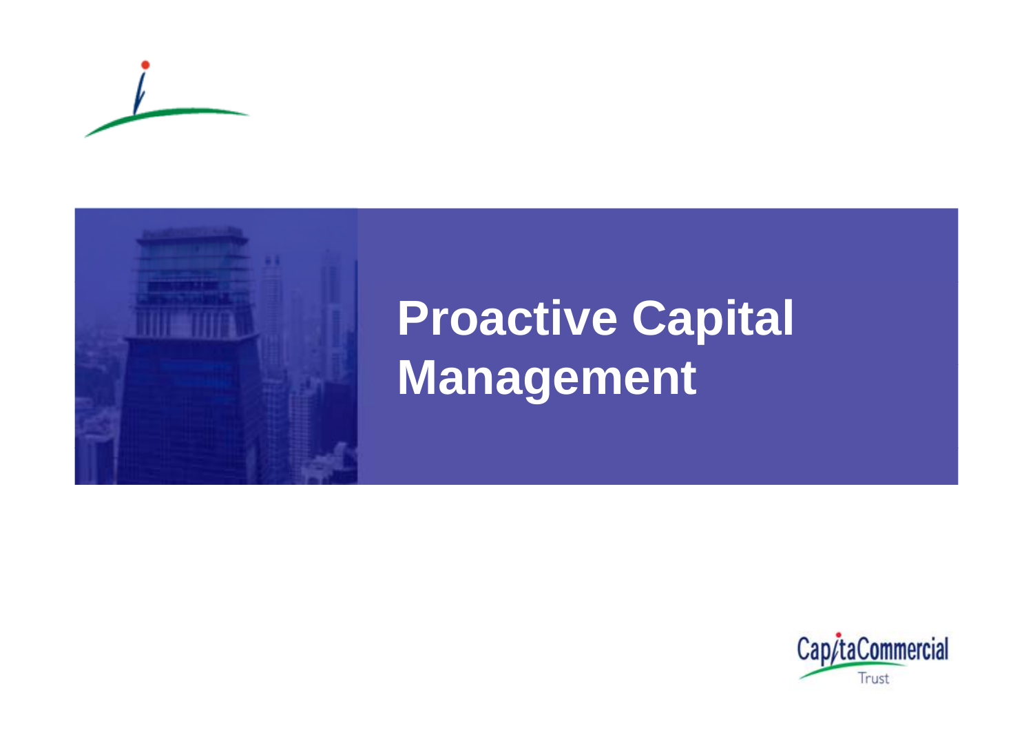# Proactive Capital Management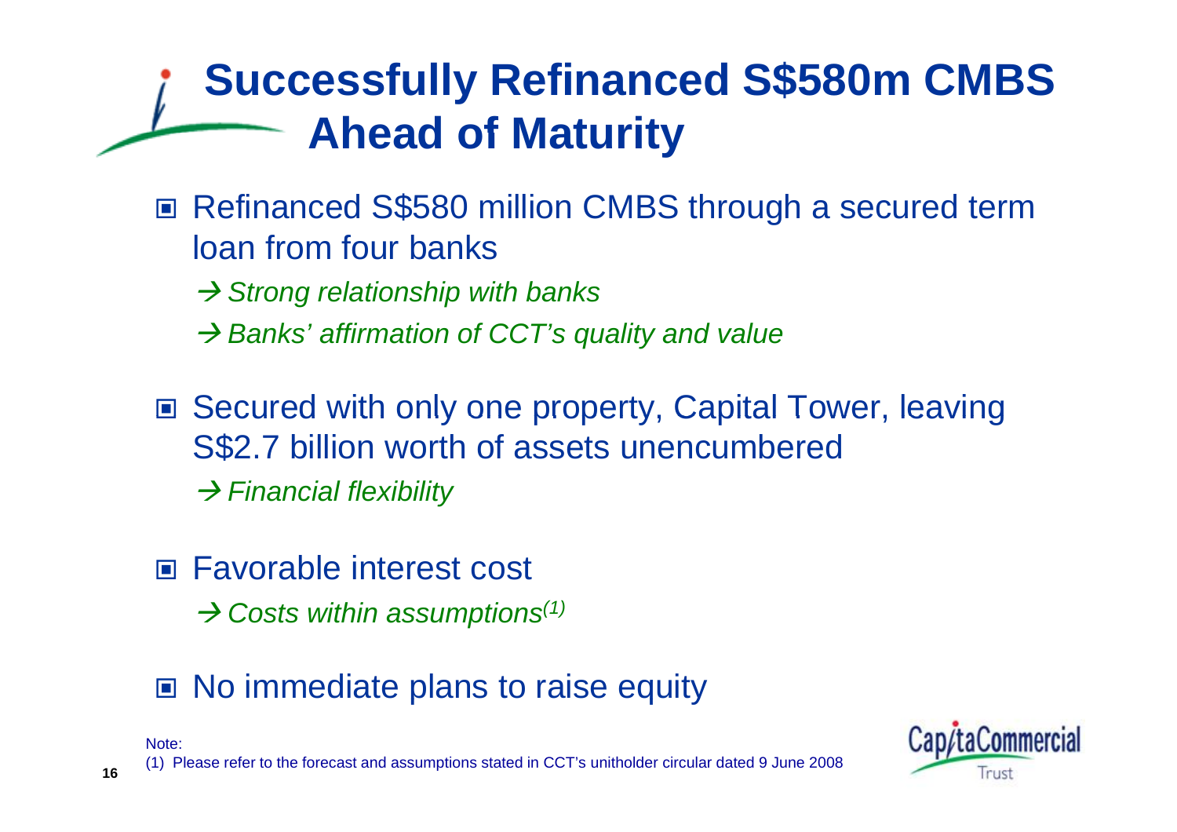# Successfully Refinanced S$580m CMBS Ahead of Maturity

- Refinanced S$580 million CMBS through a secured term loan from four banks
  - → *Strong relationship with banks*
  - → *Banks' affirmation of CCT's quality and value*
- Secured with only one property, Capital Tower, leaving S$2.7 billion worth of assets unencumbered
  - → *Financial flexibility*
- Favorable interest cost
  - → *Costs within assumptions[1]*
- No immediate plans to raise equity

Note:
(1) Please refer to the forecast and assumptions stated in CCT's unitholder circular dated 9 June 2008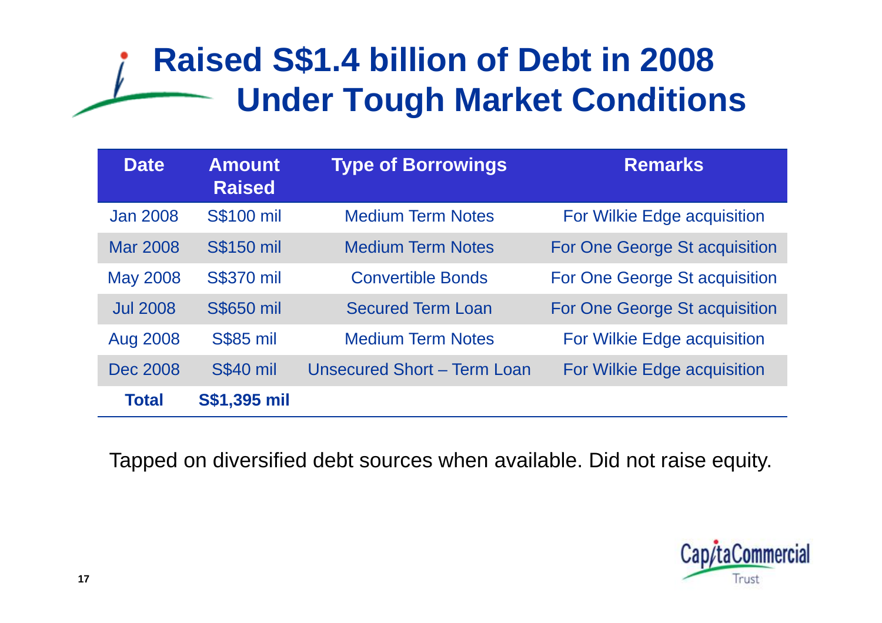# Raised S$1.4 billion of Debt in 2008 Under Tough Market Conditions

| Date | Amount Raised | Type of Borrowings | Remarks |
|---|---|---|---|
| Jan 2008 | S$100 mil | Medium Term Notes | For Wilkie Edge acquisition |
| Mar 2008 | S$150 mil | Medium Term Notes | For One George St acquisition |
| May 2008 | S$370 mil | Convertible Bonds | For One George St acquisition |
| Jul 2008 | S$650 mil | Secured Term Loan | For One George St acquisition |
| Aug 2008 | S$85 mil | Medium Term Notes | For Wilkie Edge acquisition |
| Dec 2008 | S$40 mil | Unsecured Short – Term Loan | For Wilkie Edge acquisition |
| **Total** | **S$1,395 mil** | | |

Tapped on diversified debt sources when available. Did not raise equity.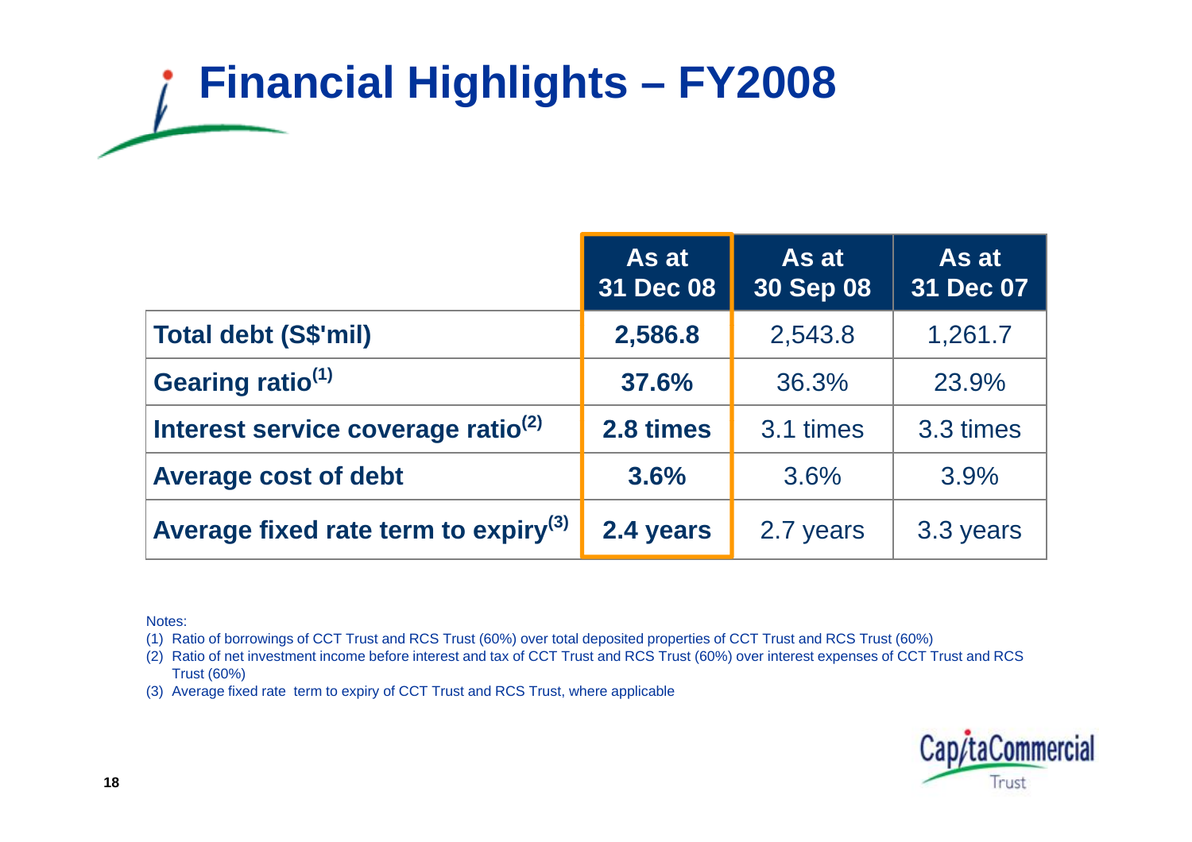# Financial Highlights – FY2008

| | As at 31 Dec 08 | As at 30 Sep 08 | As at 31 Dec 07 |
|---|---|---|---|
| **Total debt (S$'mil)** | **2,586.8** | 2,543.8 | 1,261.7 |
| **Gearing ratio(1)** | **37.6%** | 36.3% | 23.9% |
| **Interest service coverage ratio(2)** | **2.8 times** | 3.1 times | 3.3 times |
| **Average cost of debt** | **3.6%** | 3.6% | 3.9% |
| **Average fixed rate term to expiry(3)** | **2.4 years** | 2.7 years | 3.3 years |

Notes:

(1) Ratio of borrowings of CCT Trust and RCS Trust (60%) over total deposited properties of CCT Trust and RCS Trust (60%)

(2) Ratio of net investment income before interest and tax of CCT Trust and RCS Trust (60%) over interest expenses of CCT Trust and RCS Trust (60%)

(3) Average fixed rate term to expiry of CCT Trust and RCS Trust, where applicable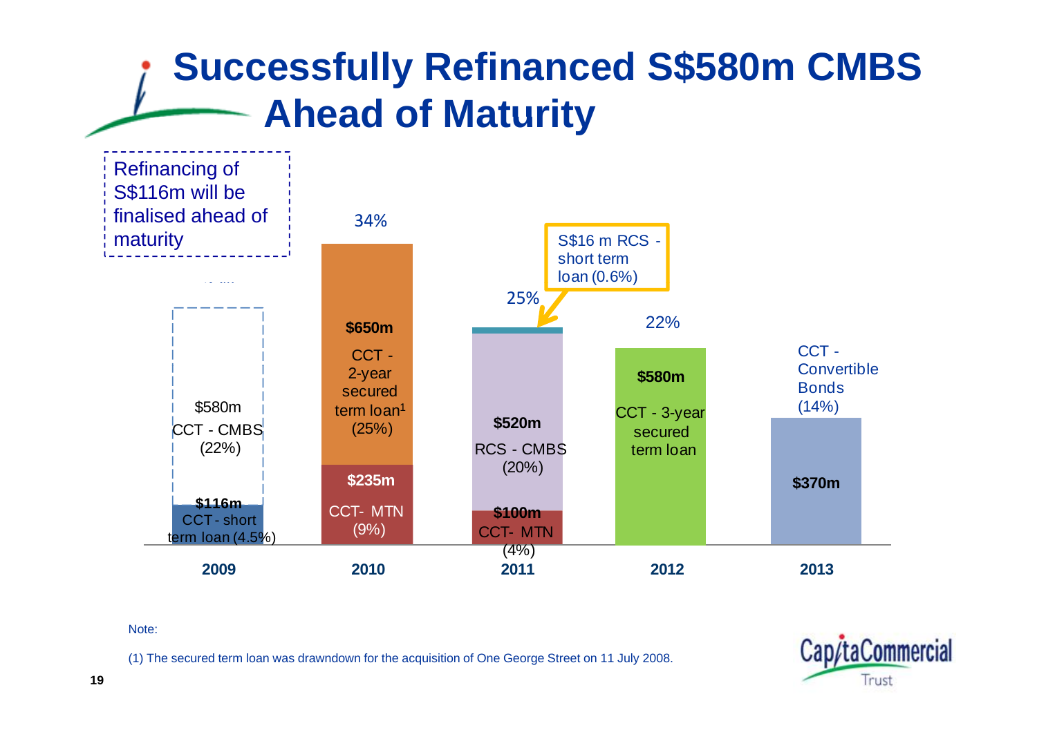# Successfully Refinanced S$580m CMBS Ahead of Maturity

Refinancing of S$116m will be finalised ahead of maturity

| Year | Debt | Amount | % |
|---|---|---|---|
| 2009 | CCT - CMBS | $580m | (22%) |
| 2009 | CCT - short term loan | $116m | (4.5%) |
| 2010 | CCT - 2-year secured term loan[1] | $650m | (25%) |
| 2010 | CCT- MTN | $235m | (9%) |
| 2010 | Total | | 34% |
| 2011 | S$16 m RCS - short term loan | | (0.6%) |
| 2011 | RCS - CMBS | $520m | (20%) |
| 2011 | CCT- MTN | $100m | (4%) |
| 2011 | Total | | 25% |
| 2012 | CCT - 3-year secured term loan | $580m | 22% |
| 2013 | CCT - Convertible Bonds | $370m | (14%) |

Note:

(1) The secured term loan was drawndown for the acquisition of One George Street on 11 July 2008.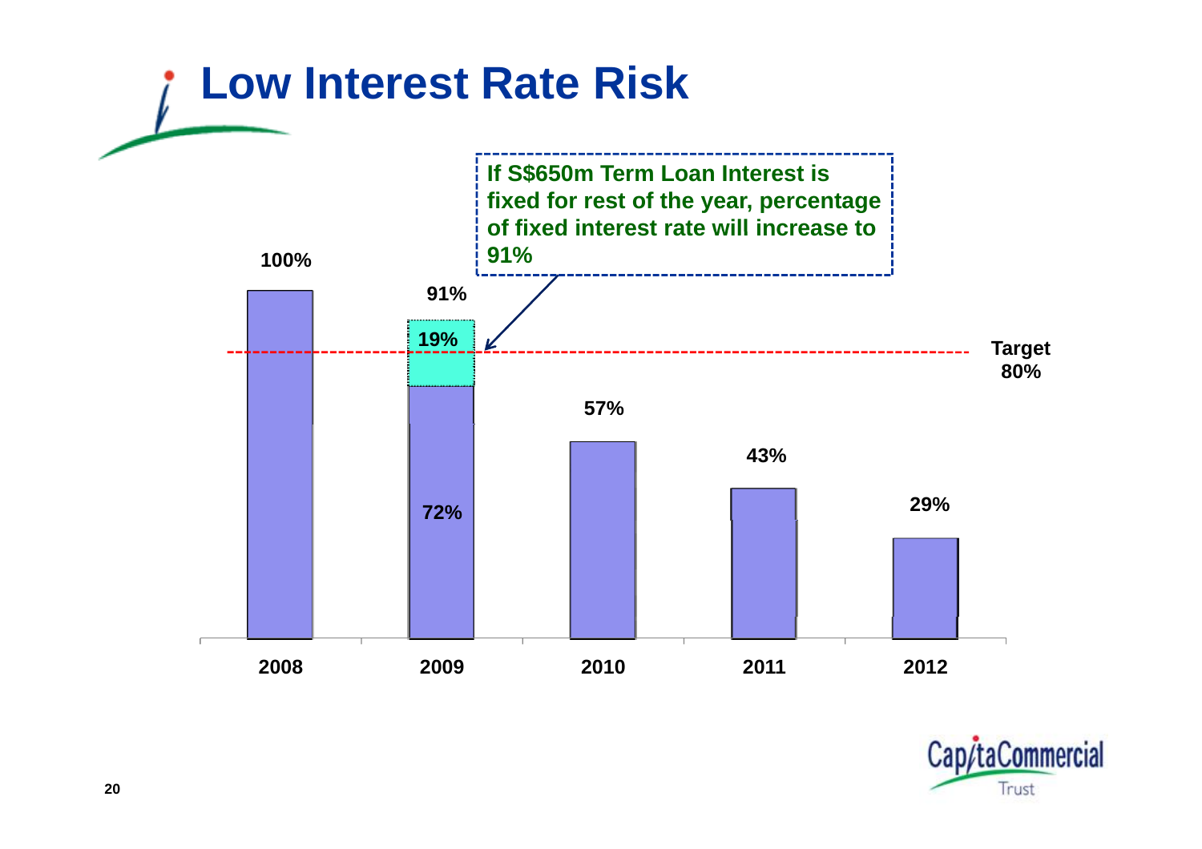# Low Interest Rate Risk

If S$650m Term Loan Interest is fixed for rest of the year, percentage of fixed interest rate will increase to 91%

| Year | Fixed interest rate |
| --- | --- |
| 2008 | 100% |
| 2009 | 91% (72% + 19%) |
| 2010 | 57% |
| 2011 | 43% |
| 2012 | 29% |

Target 80%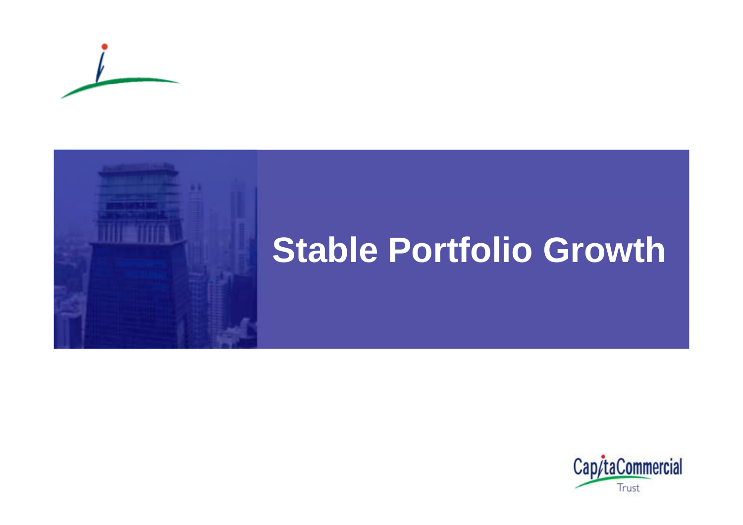# Stable Portfolio Growth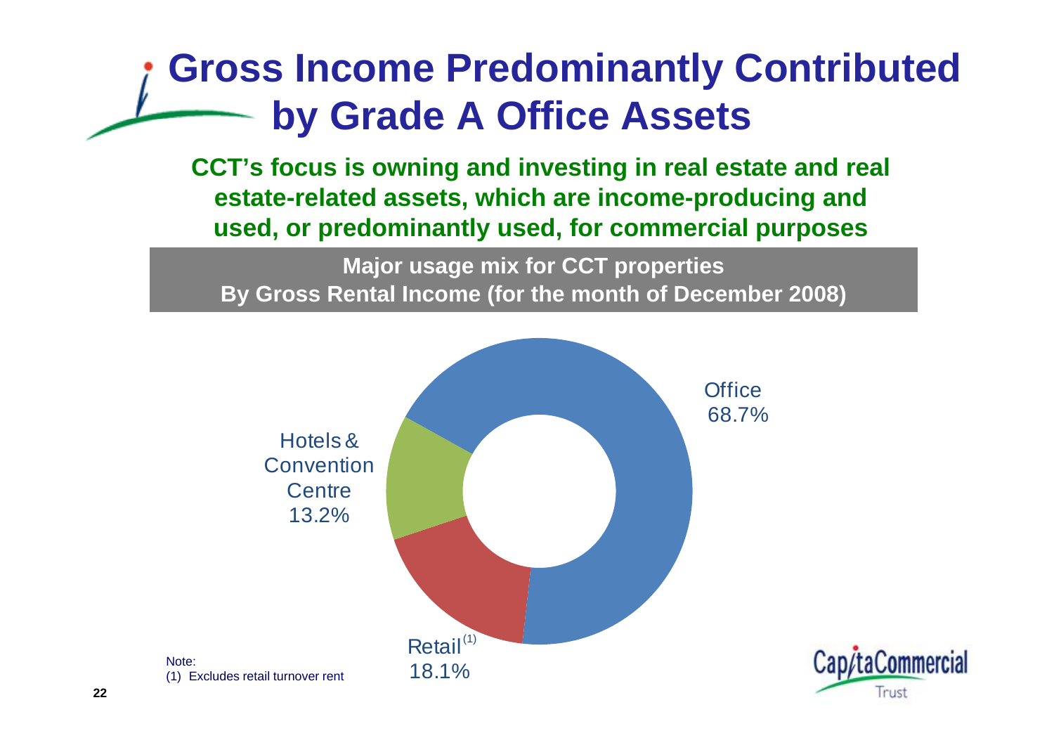# Gross Income Predominantly Contributed by Grade A Office Assets

**CCT's focus is owning and investing in real estate and real estate-related assets, which are income-producing and used, or predominantly used, for commercial purposes**

**Major usage mix for CCT properties**
**By Gross Rental Income (for the month of December 2008)**

| Usage | % |
|---|---|
| Office | 68.7% |
| Retail[1] | 18.1% |
| Hotels & Convention Centre | 13.2% |

Note:
(1) Excludes retail turnover rent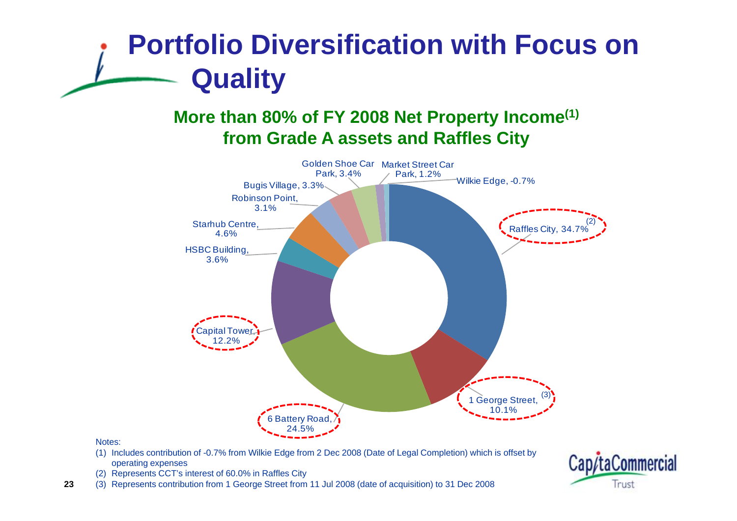# Portfolio Diversification with Focus on Quality

## More than 80% of FY 2008 Net Property Income[(1)] from Grade A assets and Raffles City

| Property | % of FY 2008 Net Property Income |
| --- | --- |
| Raffles City[(2)] | 34.7% |
| 1 George Street[(3)] | 10.1% |
| 6 Battery Road | 24.5% |
| Capital Tower | 12.2% |
| HSBC Building | 3.6% |
| Starhub Centre | 4.6% |
| Robinson Point | 3.1% |
| Bugis Village | 3.3% |
| Golden Shoe Car Park | 3.4% |
| Market Street Car Park | 1.2% |
| Wilkie Edge | -0.7% |

Notes:

(1) Includes contribution of -0.7% from Wilkie Edge from 2 Dec 2008 (Date of Legal Completion) which is offset by operating expenses

(2) Represents CCT's interest of 60.0% in Raffles City

(3) Represents contribution from 1 George Street from 11 Jul 2008 (date of acquisition) to 31 Dec 2008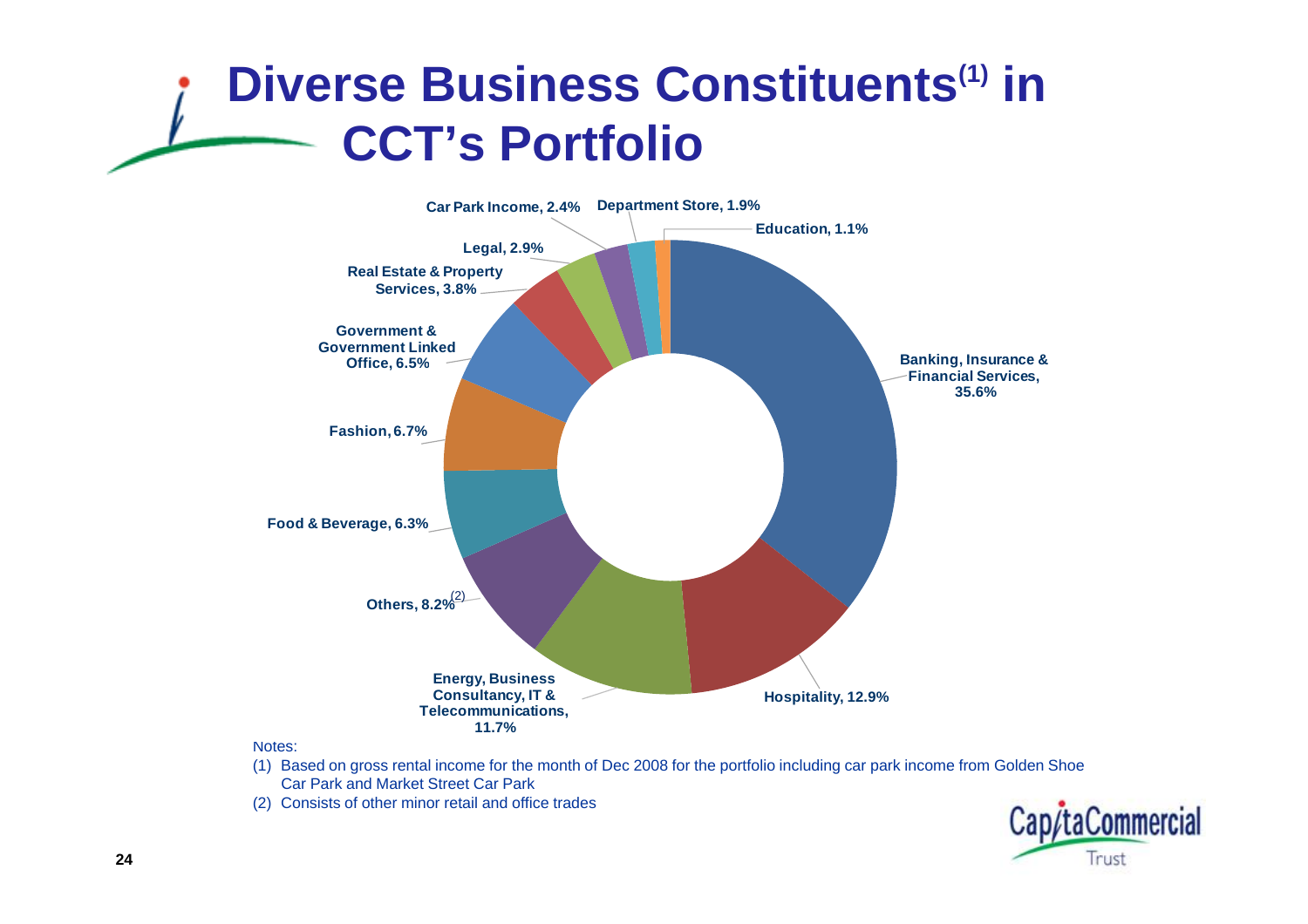# Diverse Business Constituents[1] in CCT's Portfolio

Banking, Insurance & Financial Services, 35.6%

Hospitality, 12.9%

Energy, Business Consultancy, IT & Telecommunications, 11.7%

Others, 8.2%[2]

Food & Beverage, 6.3%

Fashion, 6.7%

Government & Government Linked Office, 6.5%

Real Estate & Property Services, 3.8%

Legal, 2.9%

Car Park Income, 2.4%

Department Store, 1.9%

Education, 1.1%

Notes:

(1) Based on gross rental income for the month of Dec 2008 for the portfolio including car park income from Golden Shoe Car Park and Market Street Car Park

(2) Consists of other minor retail and office trades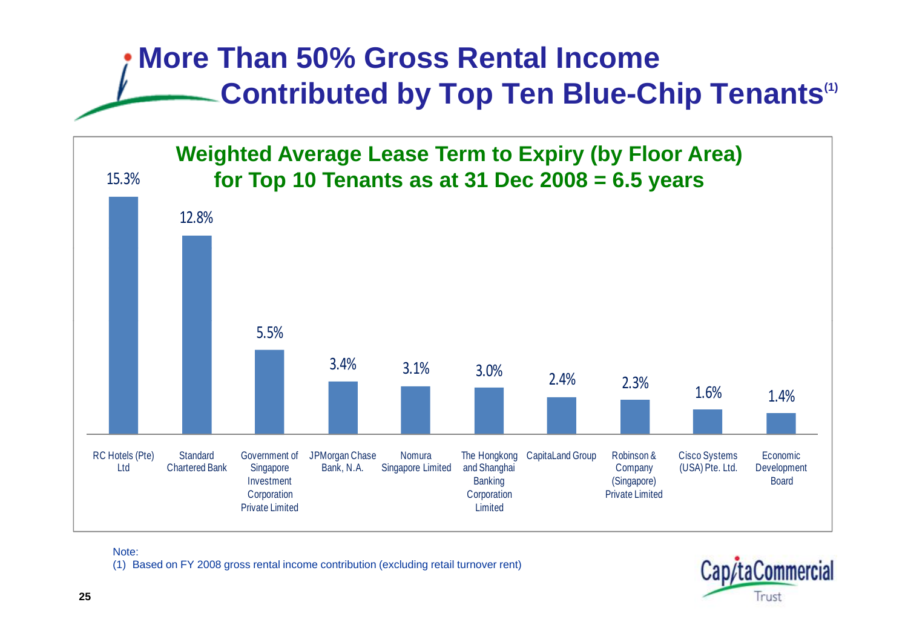# More Than 50% Gross Rental Income Contributed by Top Ten Blue-Chip Tenants[1]

**Weighted Average Lease Term to Expiry (by Floor Area) for Top 10 Tenants as at 31 Dec 2008 = 6.5 years**

| Tenant | Gross Rental Income Contribution |
|---|---|
| RC Hotels (Pte) Ltd | 15.3% |
| Standard Chartered Bank | 12.8% |
| Government of Singapore Investment Corporation Private Limited | 5.5% |
| JPMorgan Chase Bank, N.A. | 3.4% |
| Nomura Singapore Limited | 3.1% |
| The Hongkong and Shanghai Banking Corporation Limited | 3.0% |
| CapitaLand Group | 2.4% |
| Robinson & Company (Singapore) Private Limited | 2.3% |
| Cisco Systems (USA) Pte. Ltd. | 1.6% |
| Economic Development Board | 1.4% |

Note:
(1) Based on FY 2008 gross rental income contribution (excluding retail turnover rent)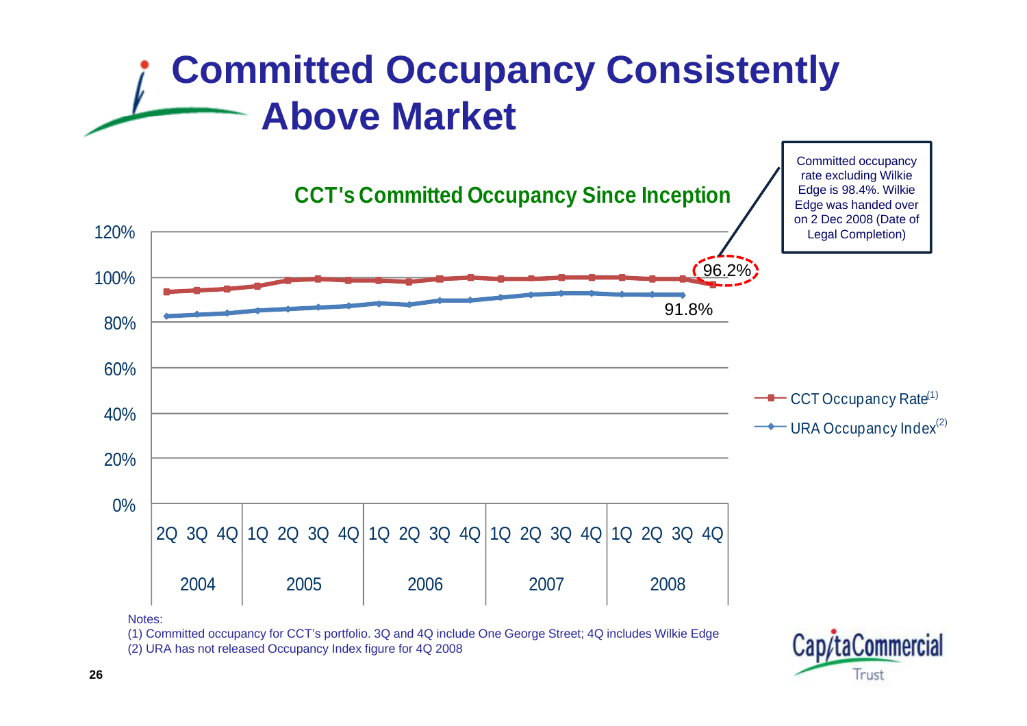# Committed Occupancy Consistently Above Market

## CCT's Committed Occupancy Since Inception

Committed occupancy rate excluding Wilkie Edge is 98.4%. Wilkie Edge was handed over on 2 Dec 2008 (Date of Legal Completion)

96.2%

91.8%

- CCT Occupancy Rate[1]
- URA Occupancy Index[2]

| | 2004 | | | 2005 | | | | 2006 | | | | 2007 | | | | 2008 | | | |
|---|---|---|---|---|---|---|---|---|---|---|---|---|---|---|---|---|---|---|---|
| | 2Q | 3Q | 4Q | 1Q | 2Q | 3Q | 4Q | 1Q | 2Q | 3Q | 4Q | 1Q | 2Q | 3Q | 4Q | 1Q | 2Q | 3Q | 4Q |

Notes:

(1) Committed occupancy for CCT's portfolio. 3Q and 4Q include One George Street; 4Q includes Wilkie Edge

(2) URA has not released Occupancy Index figure for 4Q 2008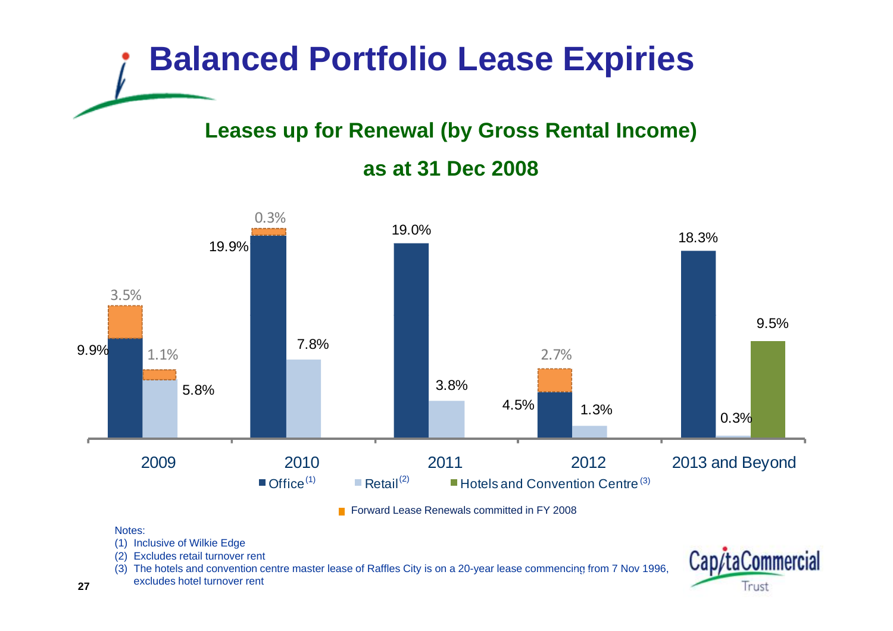# Balanced Portfolio Lease Expiries

## Leases up for Renewal (by Gross Rental Income)

## as at 31 Dec 2008

| | 2009 | 2010 | 2011 | 2012 | 2013 and Beyond |
|---|---|---|---|---|---|
| Office (1) | 9.9% | 19.9% | 19.0% | 4.5% | 18.3% |
| Forward Lease Renewals committed in FY 2008 (Office) | 3.5% | 0.3% | | 2.7% | |
| Retail (2) | 5.8% | 7.8% | 3.8% | 1.3% | 0.3% |
| Forward Lease Renewals committed in FY 2008 (Retail) | 1.1% | | | | |
| Hotels and Convention Centre (3) | | | | | 9.5% |

Notes:

(1) Inclusive of Wilkie Edge

(2) Excludes retail turnover rent

(3) The hotels and convention centre master lease of Raffles City is on a 20-year lease commencing from 7 Nov 1996, excludes hotel turnover rent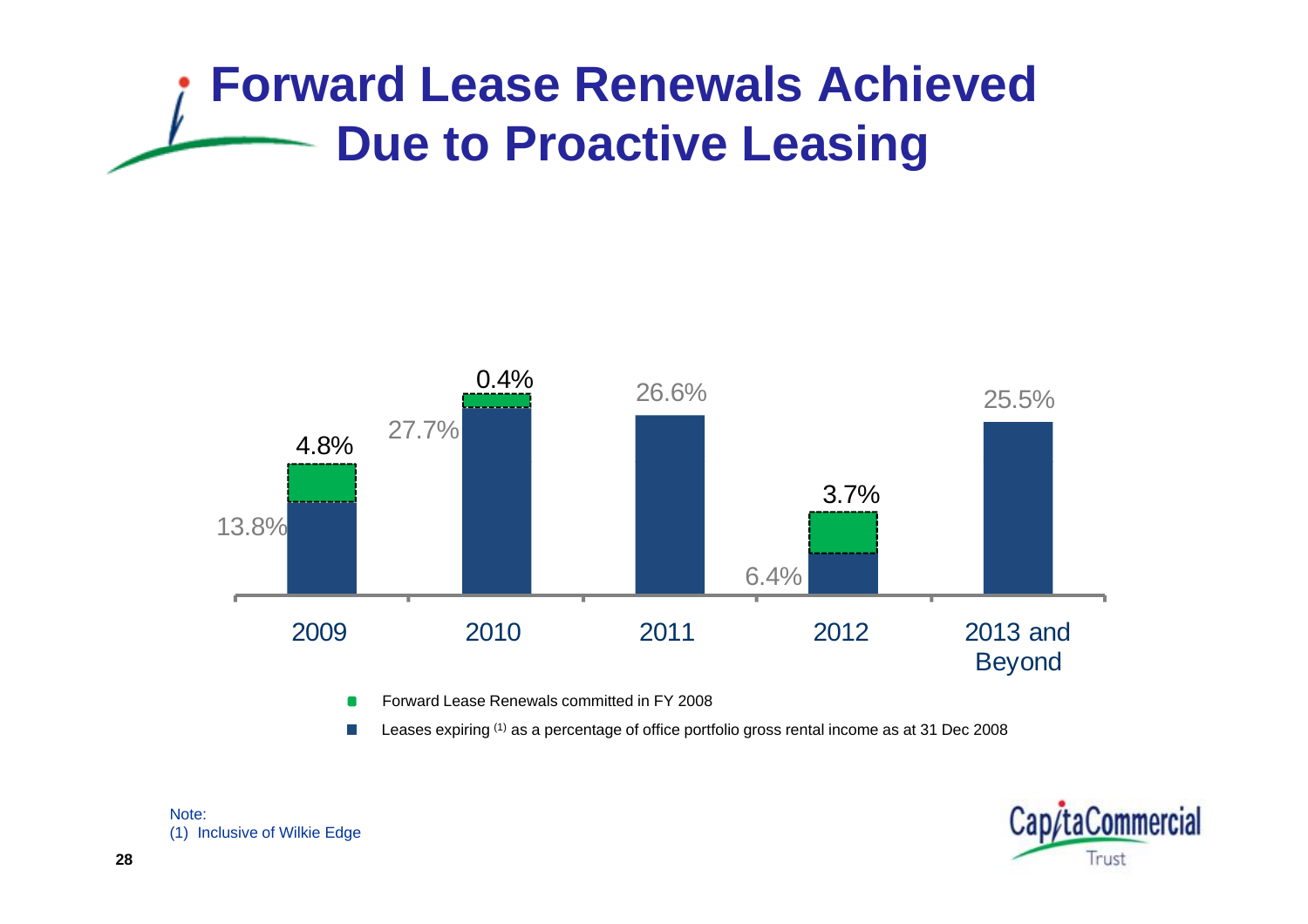# Forward Lease Renewals Achieved Due to Proactive Leasing

| | 2009 | 2010 | 2011 | 2012 | 2013 and Beyond |
|---|---|---|---|---|---|
| Forward Lease Renewals committed in FY 2008 | 4.8% | 0.4% | | 3.7% | |
| Leases expiring (1) as a percentage of office portfolio gross rental income as at 31 Dec 2008 | 13.8% | 27.7% | 26.6% | 6.4% | 25.5% |

Note:
(1) Inclusive of Wilkie Edge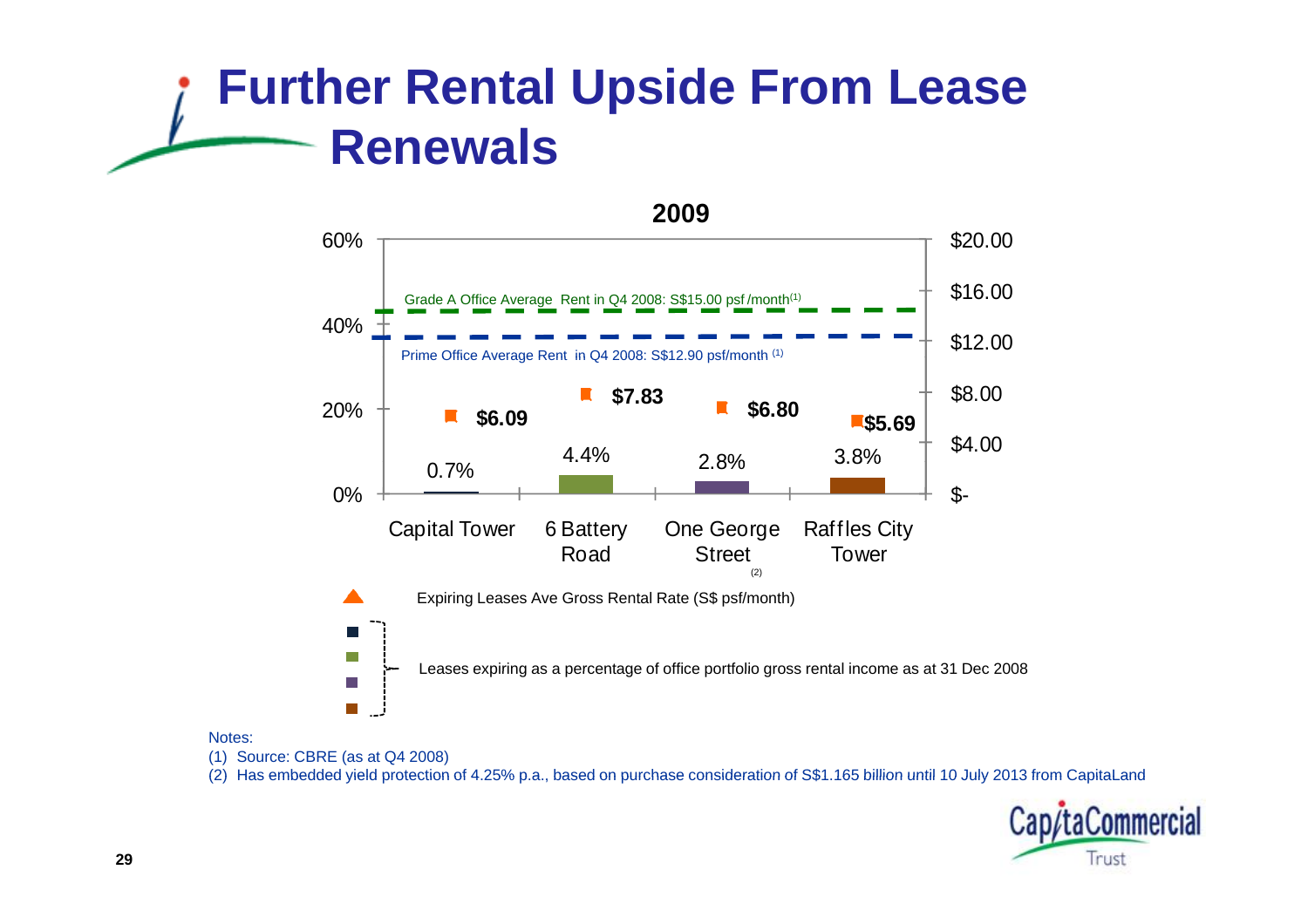# Further Rental Upside From Lease Renewals

**2009**

Grade A Office Average Rent in Q4 2008: S$15.00 psf /month(1)

Prime Office Average Rent in Q4 2008: S$12.90 psf/month (1)

| | Capital Tower | 6 Battery Road | One George Street (2) | Raffles City Tower |
|---|---|---|---|---|
| Leases expiring as a percentage of office portfolio gross rental income as at 31 Dec 2008 | 0.7% | 4.4% | 2.8% | 3.8% |
| Expiring Leases Ave Gross Rental Rate (S$ psf/month) | $6.09 | $7.83 | $6.80 | $5.69 |

Notes:

(1) Source: CBRE (as at Q4 2008)

(2) Has embedded yield protection of 4.25% p.a., based on purchase consideration of S$1.165 billion until 10 July 2013 from CapitaLand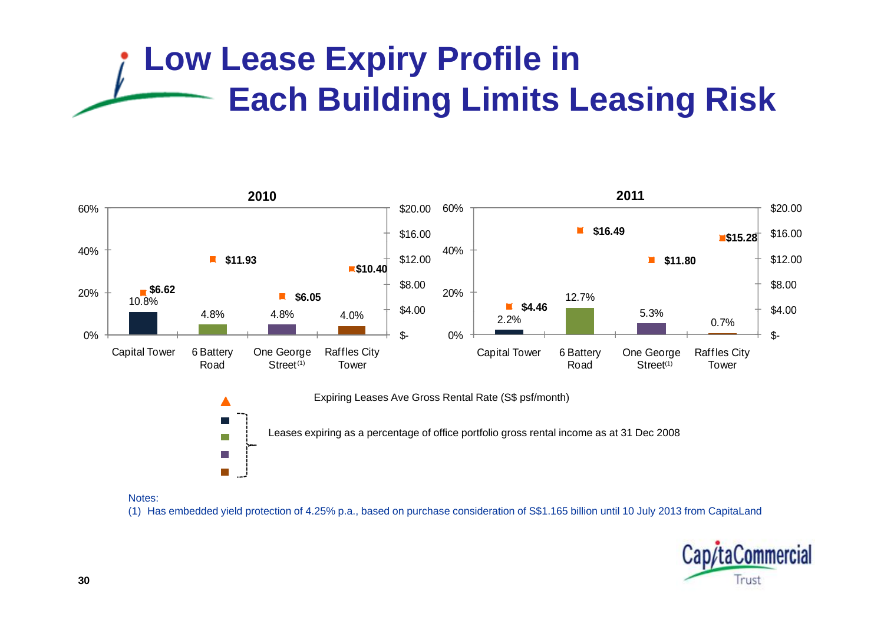# Low Lease Expiry Profile in Each Building Limits Leasing Risk

**2010**

| Building | Leases expiring (% of office portfolio gross rental income as at 31 Dec 2008) | Expiring Leases Ave Gross Rental Rate (S$ psf/month) |
|---|---|---|
| Capital Tower | 10.8% | $6.62 |
| 6 Battery Road | 4.8% | $11.93 |
| One George Street[1] | 4.8% | $6.05 |
| Raffles City Tower | 4.0% | $10.40 |

**2011**

| Building | Leases expiring (% of office portfolio gross rental income as at 31 Dec 2008) | Expiring Leases Ave Gross Rental Rate (S$ psf/month) |
|---|---|---|
| Capital Tower | 2.2% | $4.46 |
| 6 Battery Road | 12.7% | $16.49 |
| One George Street[1] | 5.3% | $11.80 |
| Raffles City Tower | 0.7% | $15.28 |

▲ Expiring Leases Ave Gross Rental Rate (S$ psf/month)

■ Leases expiring as a percentage of office portfolio gross rental income as at 31 Dec 2008

Notes:

(1) Has embedded yield protection of 4.25% p.a., based on purchase consideration of S$1.165 billion until 10 July 2013 from CapitaLand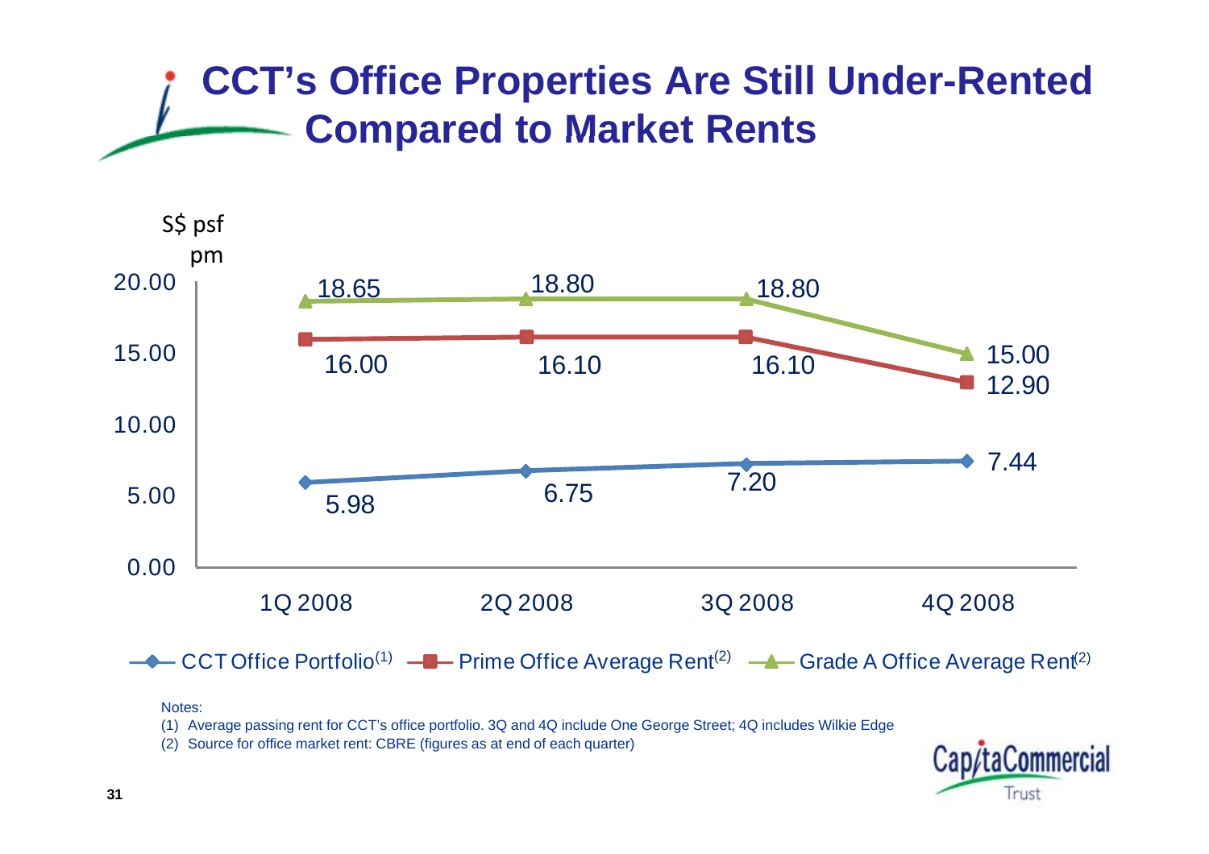# CCT's Office Properties Are Still Under-Rented Compared to Market Rents

S$ psf pm

| | 1Q 2008 | 2Q 2008 | 3Q 2008 | 4Q 2008 |
|---|---|---|---|---|
| CCT Office Portfolio(1) | 5.98 | 6.75 | 7.20 | 7.44 |
| Prime Office Average Rent(2) | 16.00 | 16.10 | 16.10 | 12.90 |
| Grade A Office Average Rent(2) | 18.65 | 18.80 | 18.80 | 15.00 |

Notes:

(1) Average passing rent for CCT's office portfolio. 3Q and 4Q include One George Street; 4Q includes Wilkie Edge

(2) Source for office market rent: CBRE (figures as at end of each quarter)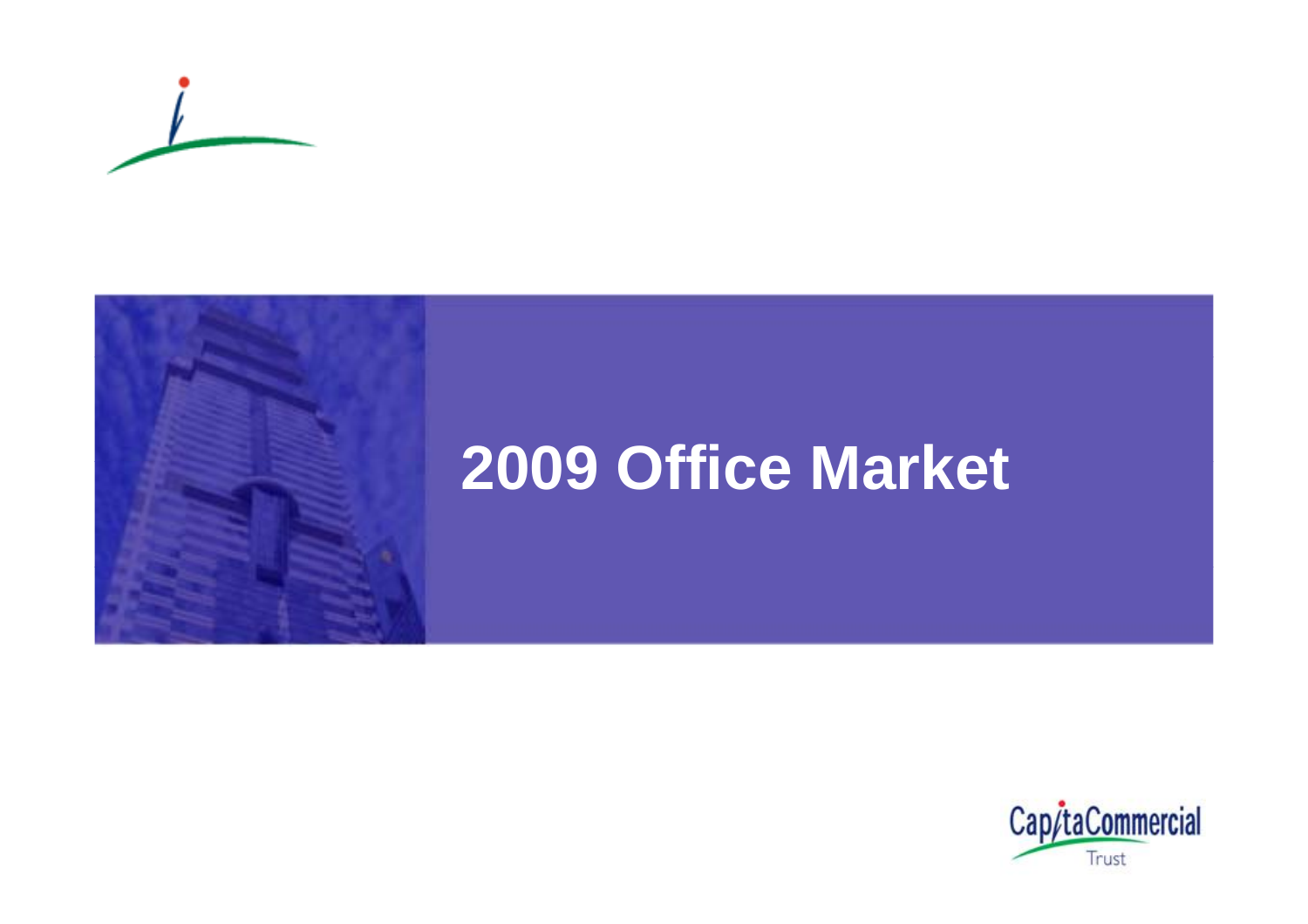# 2009 Office Market

CapitaCommercial Trust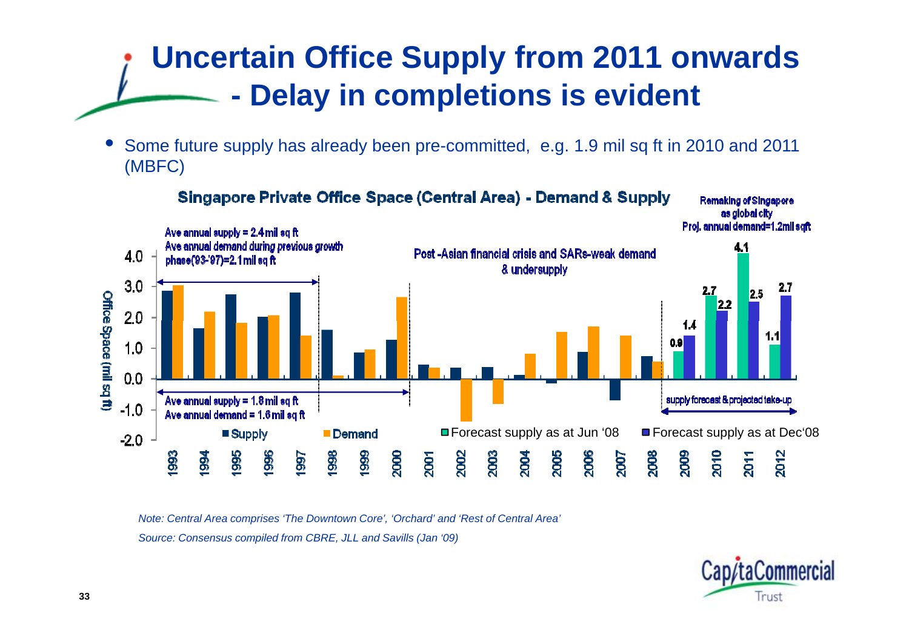# Uncertain Office Supply from 2011 onwards - Delay in completions is evident

- Some future supply has already been pre-committed, e.g. 1.9 mil sq ft in 2010 and 2011 (MBFC)

**Singapore Private Office Space (Central Area) - Demand & Supply**

Ave annual supply = 2.4mil sq ft
Ave annual demand during previous growth phase('93-'97)=2.1mil sq ft

Post -Asian financial crisis and SARs-weak demand & undersupply

Ave annual supply = 1.8mil sq ft
Ave annual demand = 1.6mil sq ft

Remaking of Singapore as global city
Proj. annual demand=1.2mil sqft

supply forecast & projected take-up

| Year | Forecast supply as at Jun '08 (mil sq ft) | Forecast supply as at Dec'08 (mil sq ft) |
|---|---|---|
| 2009 | 0.9 | 1.4 |
| 2010 | 2.7 | 2.2 |
| 2011 | 4.1 | 2.5 |
| 2012 | 1.1 | 2.7 |

Legend: Supply, Demand, Forecast supply as at Jun '08, Forecast supply as at Dec'08

*Note: Central Area comprises 'The Downtown Core', 'Orchard' and 'Rest of Central Area'*

*Source: Consensus compiled from CBRE, JLL and Savills (Jan '09)*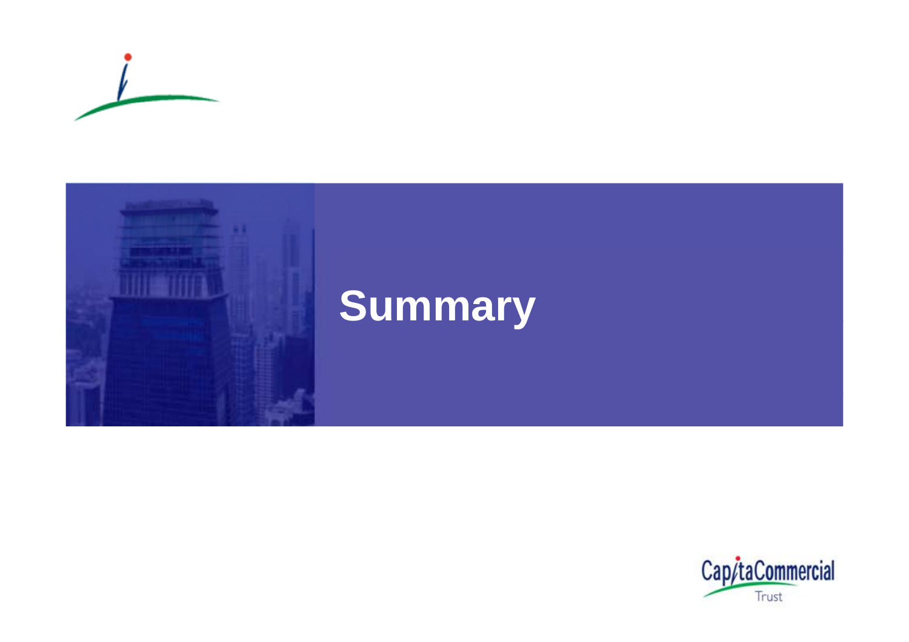# Summary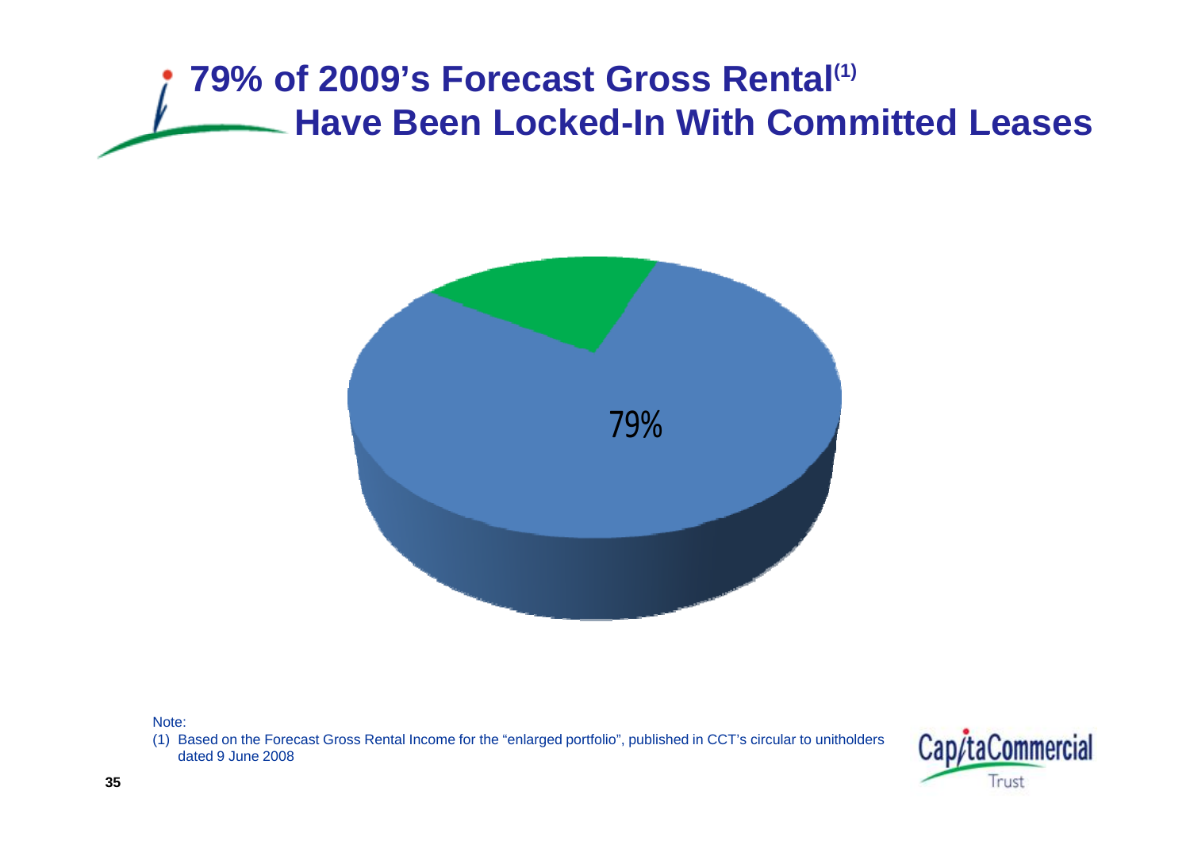# 79% of 2009's Forecast Gross Rental[1] Have Been Locked-In With Committed Leases

79%

Note:

(1) Based on the Forecast Gross Rental Income for the "enlarged portfolio", published in CCT's circular to unitholders dated 9 June 2008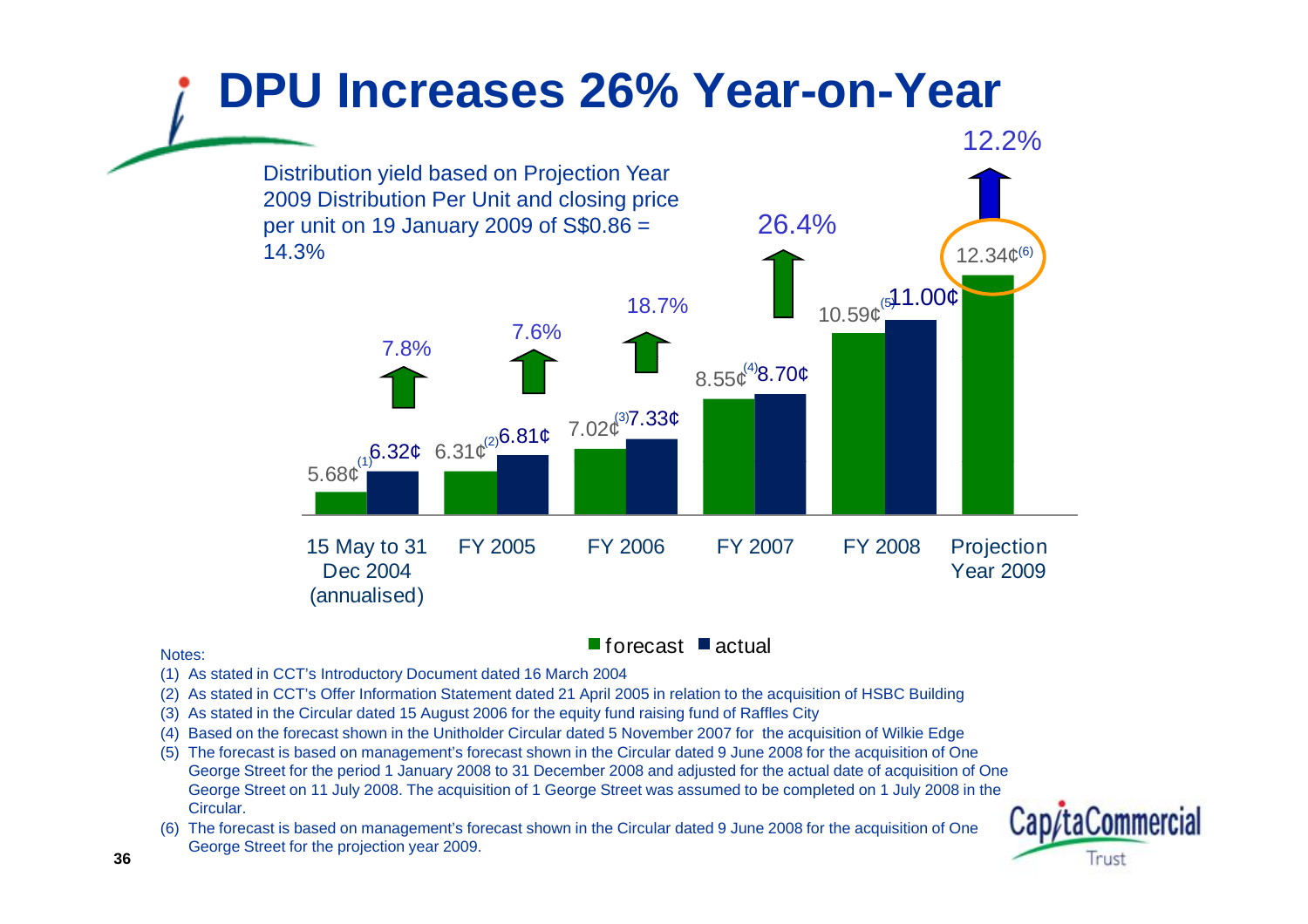# DPU Increases 26% Year-on-Year

Distribution yield based on Projection Year 2009 Distribution Per Unit and closing price per unit on 19 January 2009 of S$0.86 = 14.3%

| Period | Forecast | Actual | Increase |
|---|---|---|---|
| 15 May to 31 Dec 2004 (annualised) | 5.68¢[1] | 6.32¢ | 7.8% |
| FY 2005 | 6.31¢[2] | 6.81¢ | 7.6% |
| FY 2006 | 7.02¢[3] | 7.33¢ | 18.7% |
| FY 2007 | 8.55¢[4] | 8.70¢ | 26.4% |
| FY 2008 | 10.59¢[5] | 11.00¢ | 12.2% |
| Projection Year 2009 | 12.34¢[6] | | |

■ forecast ■ actual

Notes:

1. As stated in CCT's Introductory Document dated 16 March 2004
2. As stated in CCT's Offer Information Statement dated 21 April 2005 in relation to the acquisition of HSBC Building
3. As stated in the Circular dated 15 August 2006 for the equity fund raising fund of Raffles City
4. Based on the forecast shown in the Unitholder Circular dated 5 November 2007 for the acquisition of Wilkie Edge
5. The forecast is based on management's forecast shown in the Circular dated 9 June 2008 for the acquisition of One George Street for the period 1 January 2008 to 31 December 2008 and adjusted for the actual date of acquisition of One George Street on 11 July 2008. The acquisition of 1 George Street was assumed to be completed on 1 July 2008 in the Circular.
6. The forecast is based on management's forecast shown in the Circular dated 9 June 2008 for the acquisition of One George Street for the projection year 2009.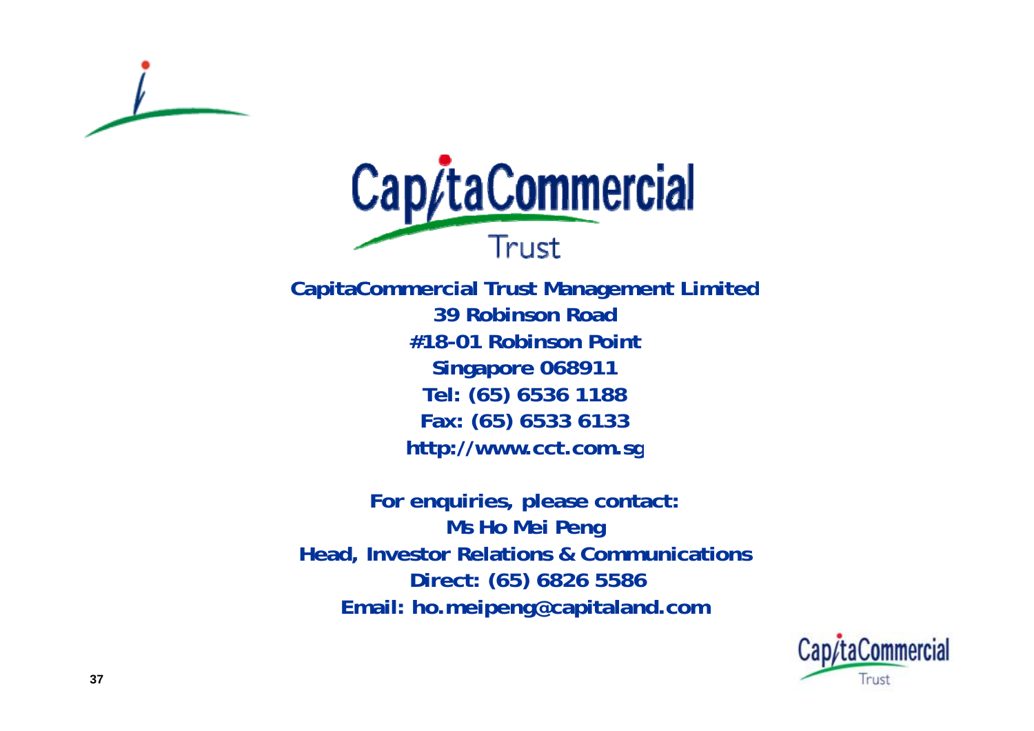**CapitaCommercial Trust Management Limited**
**39 Robinson Road**
**#18-01 Robinson Point**
**Singapore 068911**
**Tel: (65) 6536 1188**
**Fax: (65) 6533 6133**
**http://www.cct.com.sg**

**For enquiries, please contact:**
**Ms Ho Mei Peng**
**Head, Investor Relations & Communications**
**Direct: (65) 6826 5586**
**Email: ho.meipeng@capitaland.com**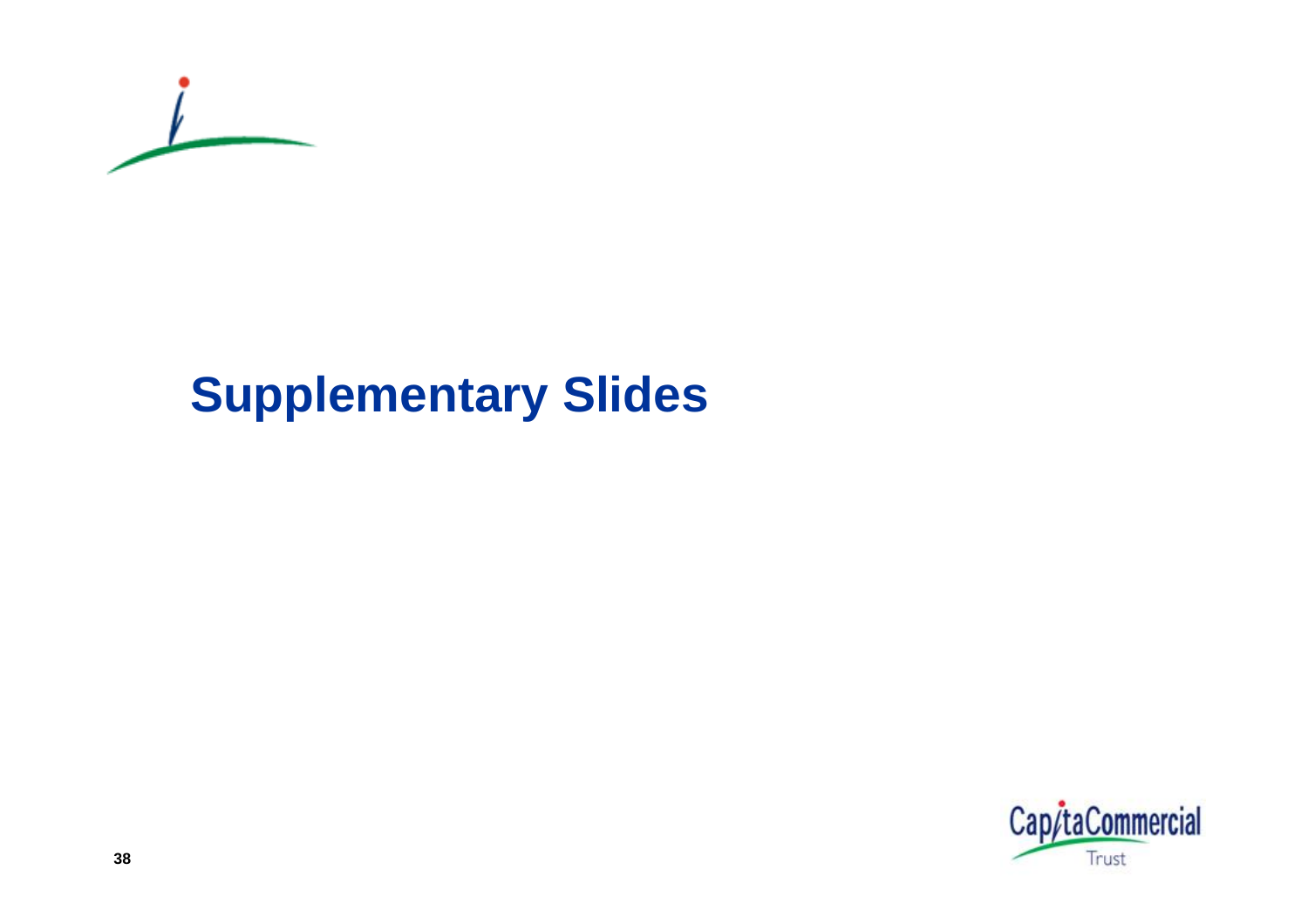# Supplementary Slides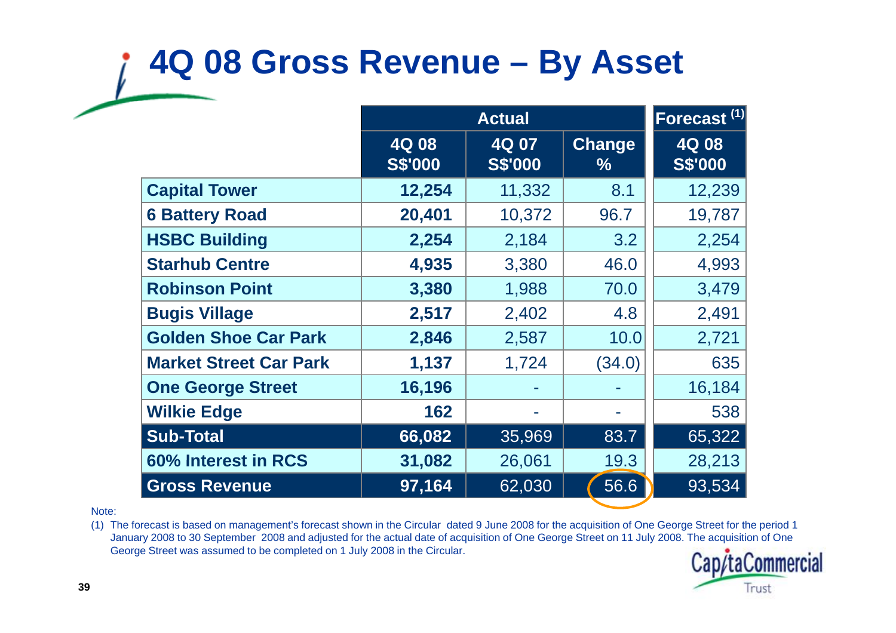# 4Q 08 Gross Revenue – By Asset

| | Actual | | | Forecast [1] |
|---|---|---|---|---|
| | 4Q 08 S$'000 | 4Q 07 S$'000 | Change % | 4Q 08 S$'000 |
| **Capital Tower** | **12,254** | 11,332 | 8.1 | 12,239 |
| **6 Battery Road** | **20,401** | 10,372 | 96.7 | 19,787 |
| **HSBC Building** | **2,254** | 2,184 | 3.2 | 2,254 |
| **Starhub Centre** | **4,935** | 3,380 | 46.0 | 4,993 |
| **Robinson Point** | **3,380** | 1,988 | 70.0 | 3,479 |
| **Bugis Village** | **2,517** | 2,402 | 4.8 | 2,491 |
| **Golden Shoe Car Park** | **2,846** | 2,587 | 10.0 | 2,721 |
| **Market Street Car Park** | **1,137** | 1,724 | (34.0) | 635 |
| **One George Street** | **16,196** | - | - | 16,184 |
| **Wilkie Edge** | **162** | - | - | 538 |
| **Sub-Total** | **66,082** | 35,969 | 83.7 | 65,322 |
| **60% Interest in RCS** | **31,082** | 26,061 | 19.3 | 28,213 |
| **Gross Revenue** | **97,164** | 62,030 | 56.6 | 93,534 |

Note:

(1) The forecast is based on management's forecast shown in the Circular dated 9 June 2008 for the acquisition of One George Street for the period 1 January 2008 to 30 September 2008 and adjusted for the actual date of acquisition of One George Street on 11 July 2008. The acquisition of One George Street was assumed to be completed on 1 July 2008 in the Circular.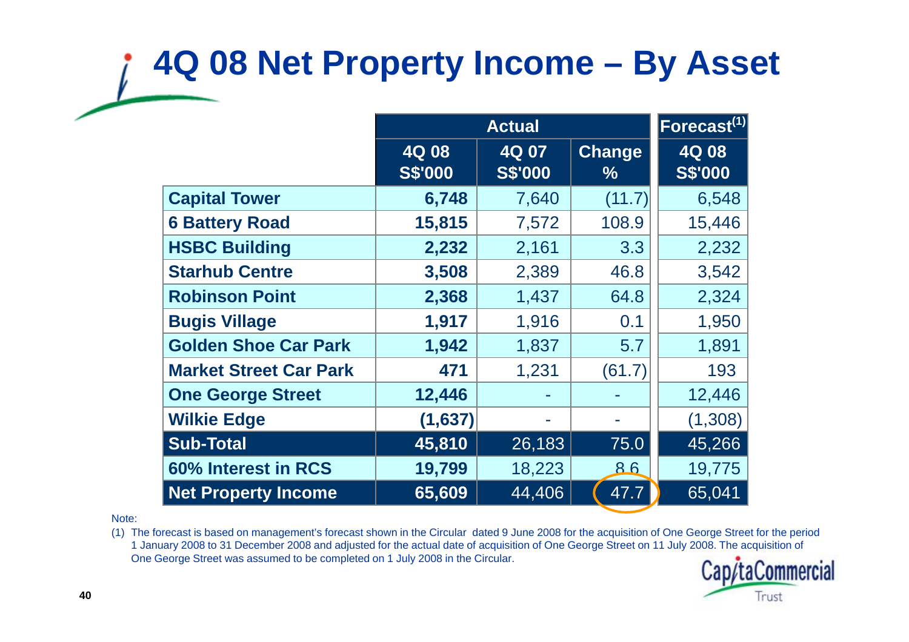# 4Q 08 Net Property Income – By Asset

| | Actual | | | Forecast[1] |
|---|---|---|---|---|
| | 4Q 08 S$'000 | 4Q 07 S$'000 | Change % | 4Q 08 S$'000 |
| **Capital Tower** | **6,748** | 7,640 | (11.7) | 6,548 |
| **6 Battery Road** | **15,815** | 7,572 | 108.9 | 15,446 |
| **HSBC Building** | **2,232** | 2,161 | 3.3 | 2,232 |
| **Starhub Centre** | **3,508** | 2,389 | 46.8 | 3,542 |
| **Robinson Point** | **2,368** | 1,437 | 64.8 | 2,324 |
| **Bugis Village** | **1,917** | 1,916 | 0.1 | 1,950 |
| **Golden Shoe Car Park** | **1,942** | 1,837 | 5.7 | 1,891 |
| **Market Street Car Park** | **471** | 1,231 | (61.7) | 193 |
| **One George Street** | **12,446** | - | - | 12,446 |
| **Wilkie Edge** | **(1,637)** | - | - | (1,308) |
| **Sub-Total** | **45,810** | 26,183 | 75.0 | 45,266 |
| **60% Interest in RCS** | **19,799** | 18,223 | 8.6 | 19,775 |
| **Net Property Income** | **65,609** | 44,406 | 47.7 | 65,041 |

Note:

(1) The forecast is based on management's forecast shown in the Circular dated 9 June 2008 for the acquisition of One George Street for the period 1 January 2008 to 31 December 2008 and adjusted for the actual date of acquisition of One George Street on 11 July 2008. The acquisition of One George Street was assumed to be completed on 1 July 2008 in the Circular.